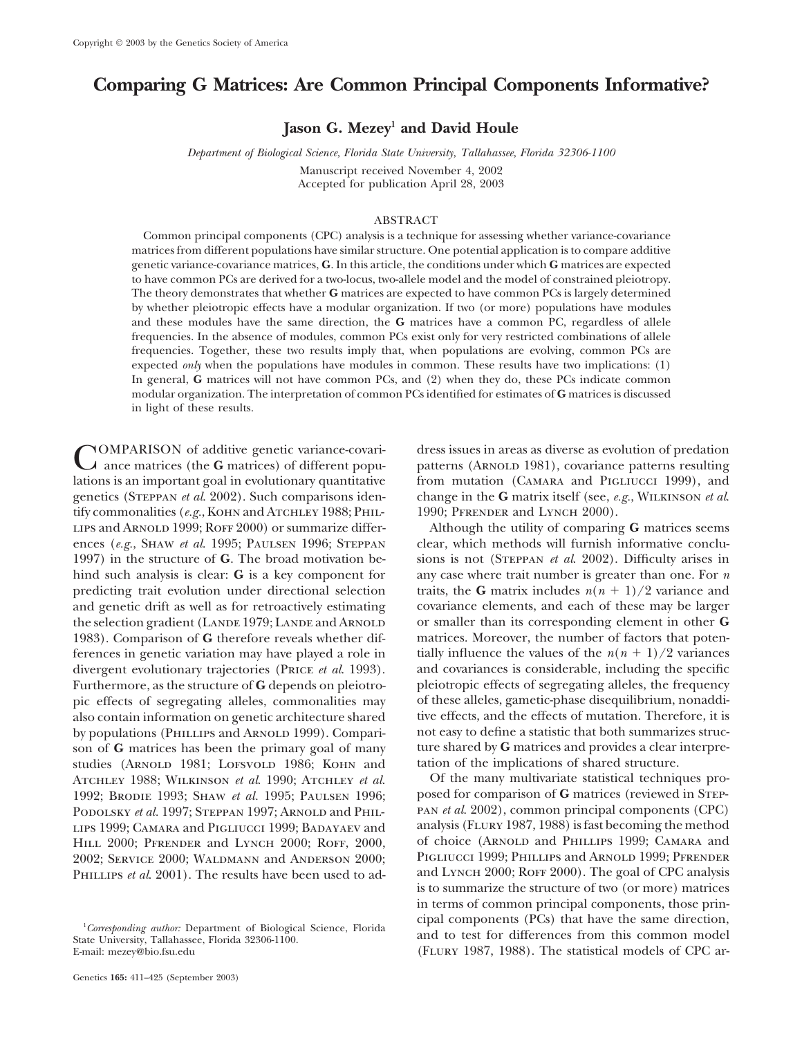# Comparing G Matrices: Are Common Principal Components Informative?

**Jason G. Mezey[1] and David Houle**

*Department of Biological Science, Florida State University, Tallahassee, Florida 32306-1100*

Manuscript received November 4, 2002
Accepted for publication April 28, 2003

## ABSTRACT

Common principal components (CPC) analysis is a technique for assessing whether variance-covariance matrices from different populations have similar structure. One potential application is to compare additive genetic variance-covariance matrices, **G**. In this article, the conditions under which **G** matrices are expected to have common PCs are derived for a two-locus, two-allele model and the model of constrained pleiotropy. The theory demonstrates that whether **G** matrices are expected to have common PCs is largely determined by whether pleiotropic effects have a modular organization. If two (or more) populations have modules and these modules have the same direction, the **G** matrices have a common PC, regardless of allele frequencies. In the absence of modules, common PCs exist only for very restricted combinations of allele frequencies. Together, these two results imply that, when populations are evolving, common PCs are expected *only* when the populations have modules in common. These results have two implications: (1) In general, **G** matrices will not have common PCs, and (2) when they do, these PCs indicate common modular organization. The interpretation of common PCs identified for estimates of **G** matrices is discussed in light of these results.

COMPARISON of additive genetic variance-covariance matrices (the **G** matrices) of different populations is an important goal in evolutionary quantitative genetics (Steppan *et al.* 2002). Such comparisons identify commonalities (*e.g.*, Kohn and Atchley 1988; Phillips and Arnold 1999; Roff 2000) or summarize differences (*e.g.*, Shaw *et al.* 1995; Paulsen 1996; Steppan 1997) in the structure of **G**. The broad motivation behind such analysis is clear: **G** is a key component for predicting trait evolution under directional selection and genetic drift as well as for retroactively estimating the selection gradient (Lande 1979; Lande and Arnold 1983). Comparison of **G** therefore reveals whether differences in genetic variation may have played a role in divergent evolutionary trajectories (Price *et al.* 1993). Furthermore, as the structure of **G** depends on pleiotropic effects of segregating alleles, commonalities may also contain information on genetic architecture shared by populations (Phillips and Arnold 1999). Comparison of **G** matrices has been the primary goal of many studies (Arnold 1981; Lofsvold 1986; Kohn and Atchley 1988; Wilkinson *et al.* 1990; Atchley *et al.* 1992; Brodie 1993; Shaw *et al.* 1995; Paulsen 1996; Podolsky *et al.* 1997; Steppan 1997; Arnold and Phillips 1999; Camara and Pigliucci 1999; Badayaev and Hill 2000; Pfrender and Lynch 2000; Roff, 2000, 2002; Service 2000; Waldmann and Anderson 2000; Phillips *et al.* 2001). The results have been used to address issues in areas as diverse as evolution of predation patterns (Arnold 1981), covariance patterns resulting from mutation (Camara and Pigliucci 1999), and change in the **G** matrix itself (see, *e.g.*, Wilkinson *et al.* 1990; Pfrender and Lynch 2000).

Although the utility of comparing **G** matrices seems clear, which methods will furnish informative conclusions is not (Steppan *et al.* 2002). Difficulty arises in any case where trait number is greater than one. For $n$ traits, the **G** matrix includes $n(n + 1)/2$ variance and covariance elements, and each of these may be larger or smaller than its corresponding element in other **G** matrices. Moreover, the number of factors that potentially influence the values of the $n(n + 1)/2$ variances and covariances is considerable, including the specific pleiotropic effects of segregating alleles, the frequency of these alleles, gametic-phase disequilibrium, nonadditive effects, and the effects of mutation. Therefore, it is not easy to define a statistic that both summarizes structure shared by **G** matrices and provides a clear interpretation of the implications of shared structure.

Of the many multivariate statistical techniques proposed for comparison of **G** matrices (reviewed in Steppan *et al.* 2002), common principal components (CPC) analysis (Flury 1987, 1988) is fast becoming the method of choice (Arnold and Phillips 1999; Camara and Pigliucci 1999; Phillips and Arnold 1999; Pfrender and Lynch 2000; Roff 2000). The goal of CPC analysis is to summarize the structure of two (or more) matrices in terms of common principal components, those principal components (PCs) that have the same direction, and to test for differences from this common model (Flury 1987, 1988). The statistical models of CPC ar-

[1]*Corresponding author:* Department of Biological Science, Florida State University, Tallahassee, Florida 32306-1100. E-mail: mezey@bio.fsu.edu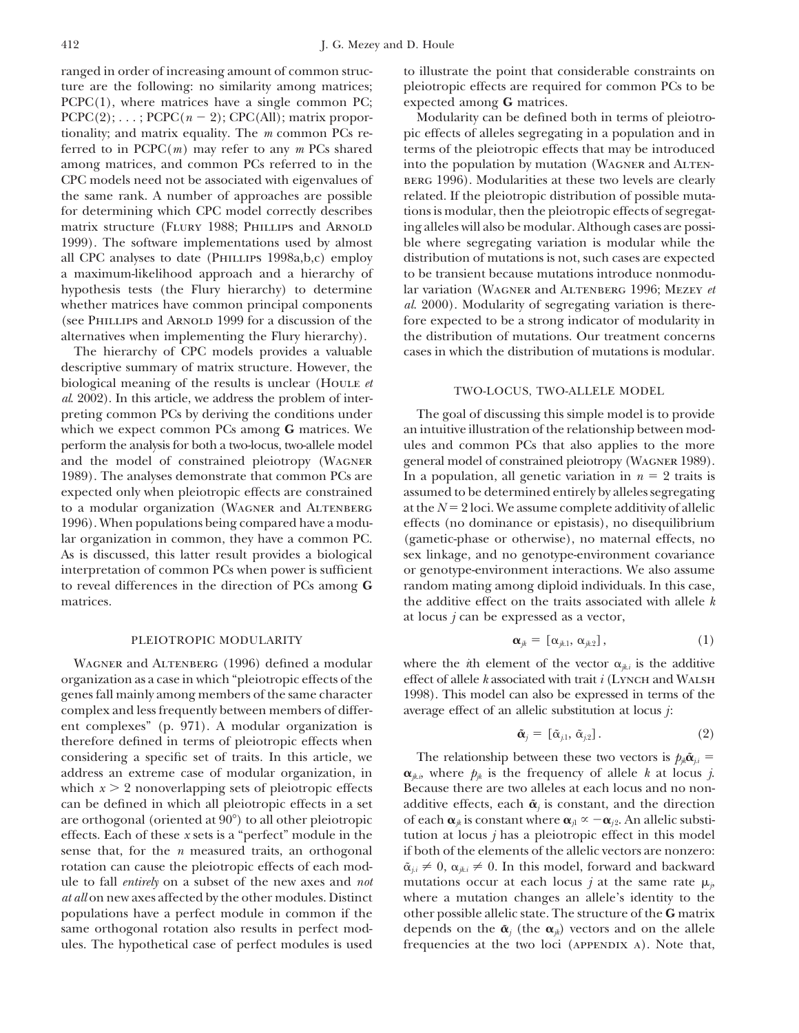ranged in order of increasing amount of common structure are the following: no similarity among matrices; PCPC(1), where matrices have a single common PC; PCPC(2); . . . ; PCPC($n - 2$); CPC(All); matrix proportionality; and matrix equality. The $m$ common PCs referred to in PCPC($m$) may refer to any $m$ PCs shared among matrices, and common PCs referred to in the CPC models need not be associated with eigenvalues of the same rank. A number of approaches are possible for determining which CPC model correctly describes matrix structure (Flury 1988; Phillips and Arnold 1999). The software implementations used by almost all CPC analyses to date (Phillips 1998a,b,c) employ a maximum-likelihood approach and a hierarchy of hypothesis tests (the Flury hierarchy) to determine whether matrices have common principal components (see Phillips and Arnold 1999 for a discussion of the alternatives when implementing the Flury hierarchy).

The hierarchy of CPC models provides a valuable descriptive summary of matrix structure. However, the biological meaning of the results is unclear (Houle *et al.* 2002). In this article, we address the problem of interpreting common PCs by deriving the conditions under which we expect common PCs among **G** matrices. We perform the analysis for both a two-locus, two-allele model and the model of constrained pleiotropy (Wagner 1989). The analyses demonstrate that common PCs are expected only when pleiotropic effects are constrained to a modular organization (Wagner and Altenberg 1996). When populations being compared have a modular organization in common, they have a common PC. As is discussed, this latter result provides a biological interpretation of common PCs when power is sufficient to reveal differences in the direction of PCs among **G** matrices.

## PLEIOTROPIC MODULARITY

Wagner and Altenberg (1996) defined a modular organization as a case in which "pleiotropic effects of the genes fall mainly among members of the same character complex and less frequently between members of different complexes" (p. 971). A modular organization is therefore defined in terms of pleiotropic effects when considering a specific set of traits. In this article, we address an extreme case of modular organization, in which $x > 2$ nonoverlapping sets of pleiotropic effects can be defined in which all pleiotropic effects in a set are orthogonal (oriented at 90°) to all other pleiotropic effects. Each of these $x$ sets is a "perfect" module in the sense that, for the $n$ measured traits, an orthogonal rotation can cause the pleiotropic effects of each module to fall *entirely* on a subset of the new axes and *not at all* on new axes affected by the other modules. Distinct populations have a perfect module in common if the same orthogonal rotation also results in perfect modules. The hypothetical case of perfect modules is used to illustrate the point that considerable constraints on pleiotropic effects are required for common PCs to be expected among **G** matrices.

Modularity can be defined both in terms of pleiotropic effects of alleles segregating in a population and in terms of the pleiotropic effects that may be introduced into the population by mutation (Wagner and Altenberg 1996). Modularities at these two levels are clearly related. If the pleiotropic distribution of possible mutations is modular, then the pleiotropic effects of segregating alleles will also be modular. Although cases are possible where segregating variation is modular while the distribution of mutations is not, such cases are expected to be transient because mutations introduce nonmodular variation (Wagner and Altenberg 1996; Mezey *et al.* 2000). Modularity of segregating variation is therefore expected to be a strong indicator of modularity in the distribution of mutations. Our treatment concerns cases in which the distribution of mutations is modular.

## TWO-LOCUS, TWO-ALLELE MODEL

The goal of discussing this simple model is to provide an intuitive illustration of the relationship between modules and common PCs that also applies to the more general model of constrained pleiotropy (Wagner 1989). In a population, all genetic variation in $n = 2$ traits is assumed to be determined entirely by alleles segregating at the $N = 2$ loci. We assume complete additivity of allelic effects (no dominance or epistasis), no disequilibrium (gametic-phase or otherwise), no maternal effects, no sex linkage, and no genotype-environment covariance or genotype-environment interactions. We also assume random mating among diploid individuals. In this case, the additive effect on the traits associated with allele $k$ at locus $j$ can be expressed as a vector,

$$\boldsymbol{\alpha}_{jk} = [\alpha_{jk.1}, \alpha_{jk.2}], \tag{1}$$

where the $i$th element of the vector $\alpha_{jk.i}$ is the additive effect of allele $k$ associated with trait $i$ (Lynch and Walsh 1998). This model can also be expressed in terms of the average effect of an allelic substitution at locus $j$:

$$\tilde{\boldsymbol{\alpha}}_j = [\tilde{\alpha}_{j.1}, \tilde{\alpha}_{j.2}]. \tag{2}$$

The relationship between these two vectors is $p_{jk}\tilde{\boldsymbol{\alpha}}_{j.i} = \boldsymbol{\alpha}_{jk.i}$, where $p_{jk}$ is the frequency of allele $k$ at locus $j$. Because there are two alleles at each locus and no nonadditive effects, each $\tilde{\boldsymbol{\alpha}}_j$ is constant, and the direction of each $\boldsymbol{\alpha}_{jk}$ is constant where $\boldsymbol{\alpha}_{j1} \propto -\boldsymbol{\alpha}_{j2}$. An allelic substitution at locus $j$ has a pleiotropic effect in this model if both of the elements of the allelic vectors are nonzero: $\tilde{\alpha}_{j.i} \neq 0$, $\alpha_{jk.i} \neq 0$. In this model, forward and backward mutations occur at each locus $j$ at the same rate $\mu_j$, where a mutation changes an allele's identity to the other possible allelic state. The structure of the **G** matrix depends on the $\tilde{\boldsymbol{\alpha}}_j$ (the $\boldsymbol{\alpha}_{jk}$) vectors and on the allele frequencies at the two loci (Appendix A). Note that,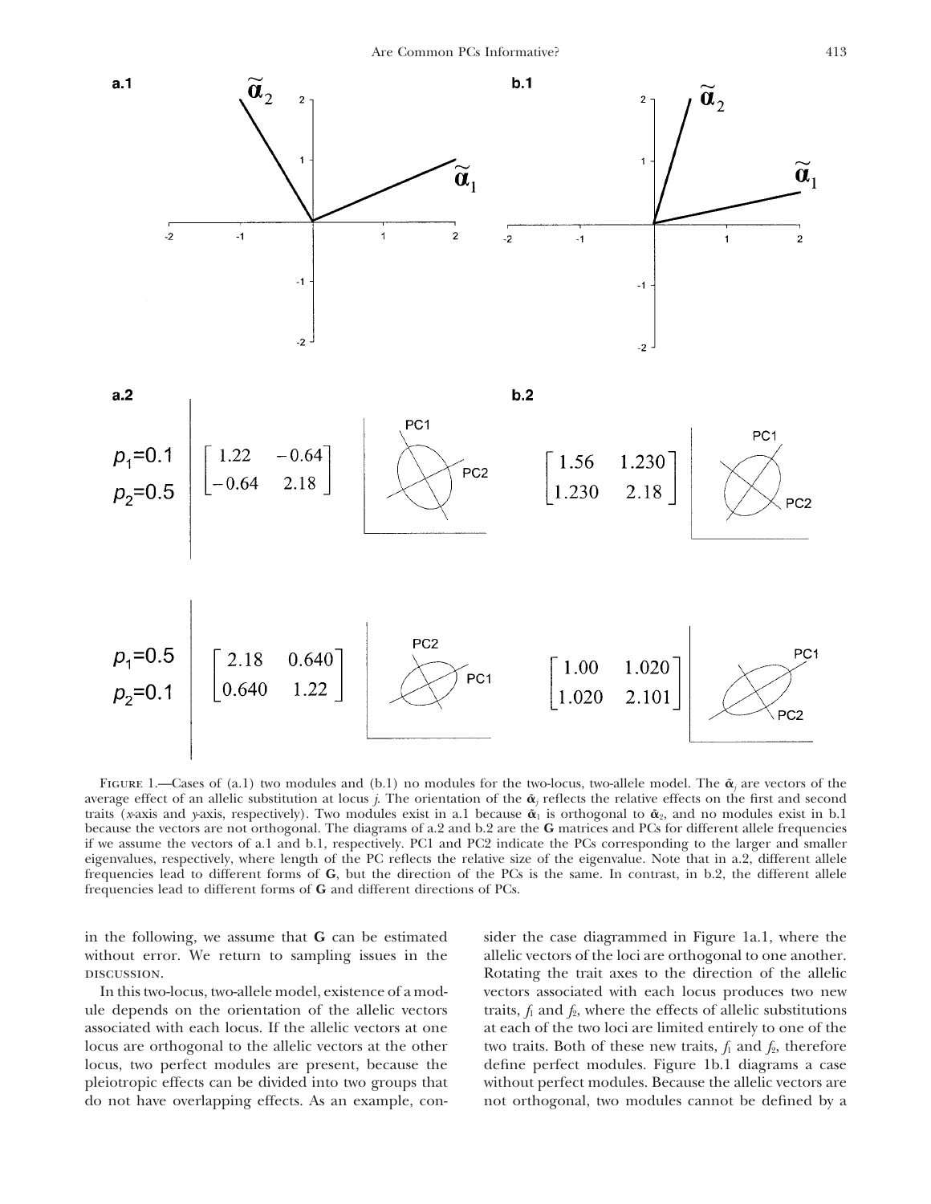FIGURE 1.—Cases of (a.1) two modules and (b.1) no modules for the two-locus, two-allele model. The $\tilde{\alpha}_j$ are vectors of the average effect of an allelic substitution at locus $j$. The orientation of the $\tilde{\alpha}_j$ reflects the relative effects on the first and second traits ($x$-axis and $y$-axis, respectively). Two modules exist in a.1 because $\tilde{\alpha}_1$ is orthogonal to $\tilde{\alpha}_2$, and no modules exist in b.1 because the vectors are not orthogonal. The diagrams of a.2 and b.2 are the **G** matrices and PCs for different allele frequencies if we assume the vectors of a.1 and b.1, respectively. PC1 and PC2 indicate the PCs corresponding to the larger and smaller eigenvalues, respectively, where length of the PC reflects the relative size of the eigenvalue. Note that in a.2, different allele frequencies lead to different forms of **G**, but the direction of the PCs is the same. In contrast, in b.2, the different allele frequencies lead to different forms of **G** and different directions of PCs.

in the following, we assume that **G** can be estimated without error. We return to sampling issues in the DISCUSSION.

In this two-locus, two-allele model, existence of a module depends on the orientation of the allelic vectors associated with each locus. If the allelic vectors at one locus are orthogonal to the allelic vectors at the other locus, two perfect modules are present, because the pleiotropic effects can be divided into two groups that do not have overlapping effects. As an example, consider the case diagrammed in Figure 1a.1, where the allelic vectors of the loci are orthogonal to one another. Rotating the trait axes to the direction of the allelic vectors associated with each locus produces two new traits, $f_1$ and $f_2$, where the effects of allelic substitutions at each of the two loci are limited entirely to one of the two traits. Both of these new traits, $f_1$ and $f_2$, therefore define perfect modules. Figure 1b.1 diagrams a case without perfect modules. Because the allelic vectors are not orthogonal, two modules cannot be defined by a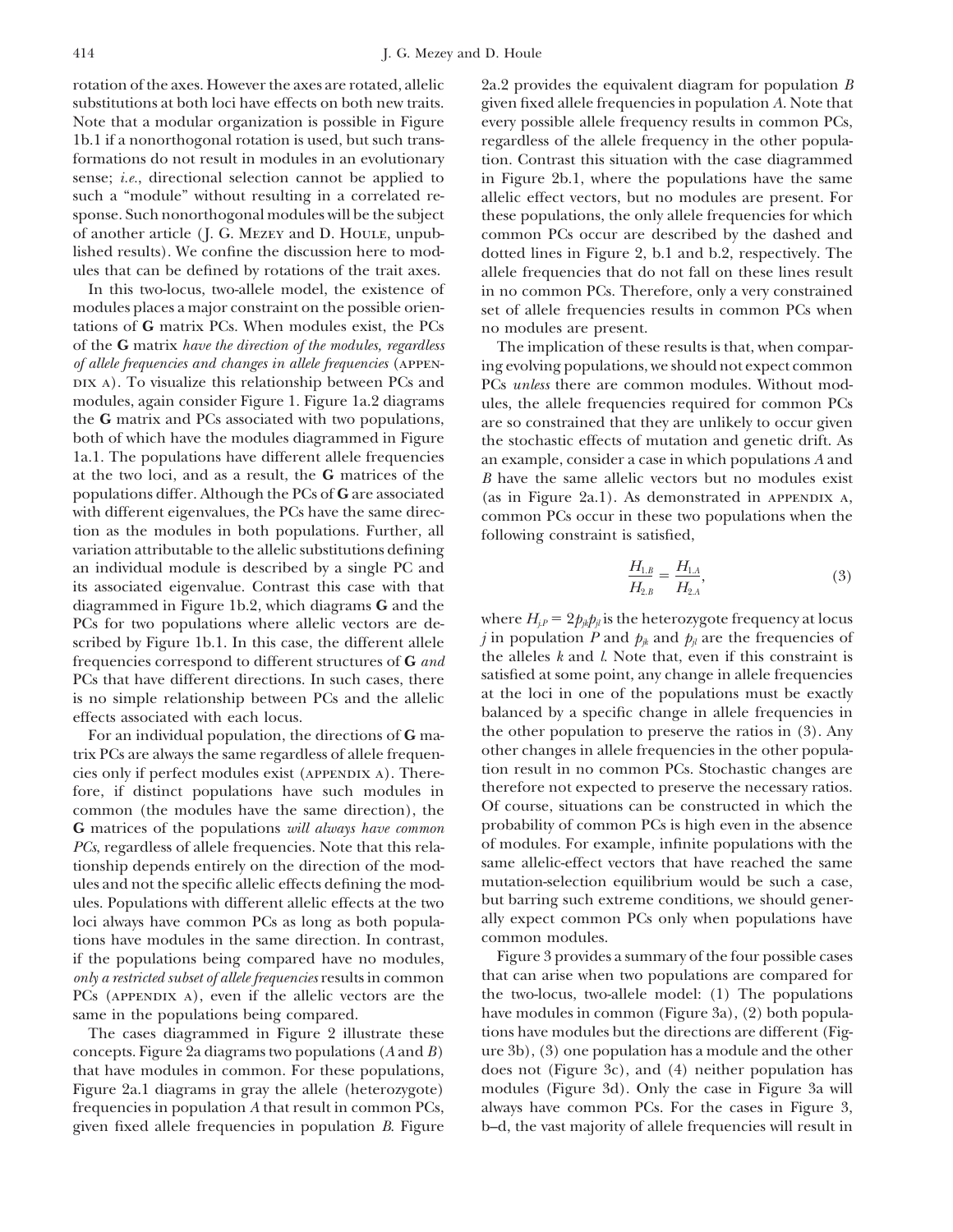rotation of the axes. However the axes are rotated, allelic substitutions at both loci have effects on both new traits. Note that a modular organization is possible in Figure 1b.1 if a nonorthogonal rotation is used, but such transformations do not result in modules in an evolutionary sense; *i.e.*, directional selection cannot be applied to such a "module" without resulting in a correlated response. Such nonorthogonal modules will be the subject of another article (J. G. Mezey and D. Houle, unpublished results). We confine the discussion here to modules that can be defined by rotations of the trait axes.

In this two-locus, two-allele model, the existence of modules places a major constraint on the possible orientations of **G** matrix PCs. When modules exist, the PCs of the **G** matrix *have the direction of the modules, regardless of allele frequencies and changes in allele frequencies* (appendix a). To visualize this relationship between PCs and modules, again consider Figure 1. Figure 1a.2 diagrams the **G** matrix and PCs associated with two populations, both of which have the modules diagrammed in Figure 1a.1. The populations have different allele frequencies at the two loci, and as a result, the **G** matrices of the populations differ. Although the PCs of **G** are associated with different eigenvalues, the PCs have the same direction as the modules in both populations. Further, all variation attributable to the allelic substitutions defining an individual module is described by a single PC and its associated eigenvalue. Contrast this case with that diagrammed in Figure 1b.2, which diagrams **G** and the PCs for two populations where allelic vectors are described by Figure 1b.1. In this case, the different allele frequencies correspond to different structures of **G** *and* PCs that have different directions. In such cases, there is no simple relationship between PCs and the allelic effects associated with each locus.

For an individual population, the directions of **G** matrix PCs are always the same regardless of allele frequencies only if perfect modules exist (appendix a). Therefore, if distinct populations have such modules in common (the modules have the same direction), the **G** matrices of the populations *will always have common PCs*, regardless of allele frequencies. Note that this relationship depends entirely on the direction of the modules and not the specific allelic effects defining the modules. Populations with different allelic effects at the two loci always have common PCs as long as both populations have modules in the same direction. In contrast, if the populations being compared have no modules, *only a restricted subset of allele frequencies* results in common PCs (appendix a), even if the allelic vectors are the same in the populations being compared.

The cases diagrammed in Figure 2 illustrate these concepts. Figure 2a diagrams two populations ($A$ and $B$) that have modules in common. For these populations, Figure 2a.1 diagrams in gray the allele (heterozygote) frequencies in population $A$ that result in common PCs, given fixed allele frequencies in population $B$. Figure 2a.2 provides the equivalent diagram for population $B$ given fixed allele frequencies in population $A$. Note that every possible allele frequency results in common PCs, regardless of the allele frequency in the other population. Contrast this situation with the case diagrammed in Figure 2b.1, where the populations have the same allelic effect vectors, but no modules are present. For these populations, the only allele frequencies for which common PCs occur are described by the dashed and dotted lines in Figure 2, b.1 and b.2, respectively. The allele frequencies that do not fall on these lines result in no common PCs. Therefore, only a very constrained set of allele frequencies results in common PCs when no modules are present.

The implication of these results is that, when comparing evolving populations, we should not expect common PCs *unless* there are common modules. Without modules, the allele frequencies required for common PCs are so constrained that they are unlikely to occur given the stochastic effects of mutation and genetic drift. As an example, consider a case in which populations $A$ and $B$ have the same allelic vectors but no modules exist (as in Figure 2a.1). As demonstrated in appendix a, common PCs occur in these two populations when the following constraint is satisfied,

$$\frac{H_{1.B}}{H_{2.B}} = \frac{H_{1.A}}{H_{2.A}}, \tag{3}$$

where $H_{j.P} = 2p_{jk}p_{jl}$ is the heterozygote frequency at locus $j$ in population $P$ and $p_{jk}$ and $p_{jl}$ are the frequencies of the alleles $k$ and $l$. Note that, even if this constraint is satisfied at some point, any change in allele frequencies at the loci in one of the populations must be exactly balanced by a specific change in allele frequencies in the other population to preserve the ratios in (3). Any other changes in allele frequencies in the other population result in no common PCs. Stochastic changes are therefore not expected to preserve the necessary ratios. Of course, situations can be constructed in which the probability of common PCs is high even in the absence of modules. For example, infinite populations with the same allelic-effect vectors that have reached the same mutation-selection equilibrium would be such a case, but barring such extreme conditions, we should generally expect common PCs only when populations have common modules.

Figure 3 provides a summary of the four possible cases that can arise when two populations are compared for the two-locus, two-allele model: (1) The populations have modules in common (Figure 3a), (2) both populations have modules but the directions are different (Figure 3b), (3) one population has a module and the other does not (Figure 3c), and (4) neither population has modules (Figure 3d). Only the case in Figure 3a will always have common PCs. For the cases in Figure 3, b–d, the vast majority of allele frequencies will result in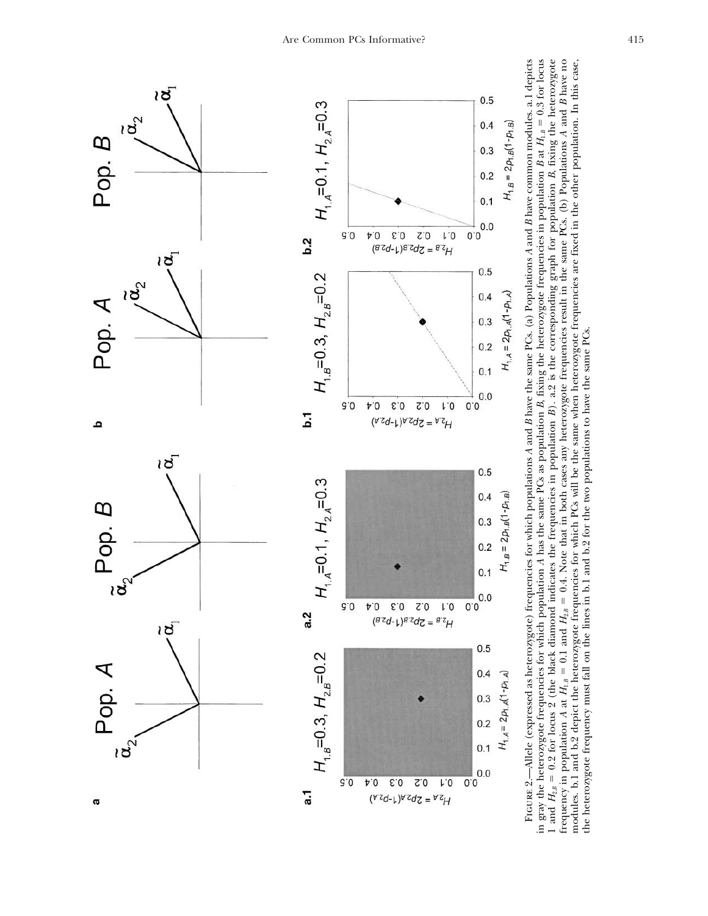FIGURE 2.—Allele (expressed as heterozygote) frequencies for which populations $A$ and $B$ have the same PCs. (a) Populations $A$ and $B$ have common modules. a.1 depicts in gray the heterozygote frequencies for which population $A$ has the same PCs as population $B$, fixing the heterozygote frequencies in population $B$ at $H_{1.B} = 0.3$ for locus 1 and $H_{2.B} = 0.2$ for locus 2 (the black diamond indicates the frequencies in population $B$). a.2 is the corresponding graph for population $B$, fixing the heterozygote frequency in population $A$ at $H_{1.B} = 0.1$ and $H_{2.B} = 0.4$. Note that in both cases any heterozygote frequencies result in the same PCs. (b) Populations $A$ and $B$ have no modules. b.1 and b.2 depict the heterozygote frequencies for which PCs will be the same when heterozygote frequencies are fixed in the other population. In this case, the heterozygote frequency must fall on the lines in b.1 and b.2 for the two populations to have the same PCs.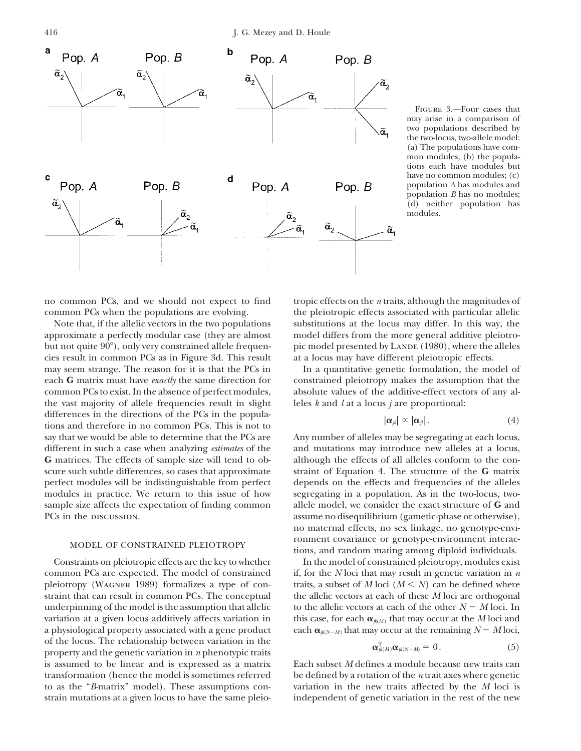Figure 3.—Four cases that may arise in a comparison of two populations described by the two-locus, two-allele model: (a) The populations have common modules; (b) the populations each have modules but have no common modules; (c) population *A* has modules and population *B* has no modules; (d) neither population has modules.

no common PCs, and we should not expect to find common PCs when the populations are evolving.

Note that, if the allelic vectors in the two populations approximate a perfectly modular case (they are almost but not quite 90°), only very constrained allele frequencies result in common PCs as in Figure 3d. This result may seem strange. The reason for it is that the PCs in each **G** matrix must have *exactly* the same direction for common PCs to exist. In the absence of perfect modules, the vast majority of allele frequencies result in slight differences in the directions of the PCs in the populations and therefore in no common PCs. This is not to say that we would be able to determine that the PCs are different in such a case when analyzing *estimates* of the **G** matrices. The effects of sample size will tend to obscure such subtle differences, so cases that approximate perfect modules will be indistinguishable from perfect modules in practice. We return to this issue of how sample size affects the expectation of finding common PCs in the discussion.

## MODEL OF CONSTRAINED PLEIOTROPY

Constraints on pleiotropic effects are the key to whether common PCs are expected. The model of constrained pleiotropy (Wagner 1989) formalizes a type of constraint that can result in common PCs. The conceptual underpinning of the model is the assumption that allelic variation at a given locus additively affects variation in a physiological property associated with a gene product of the locus. The relationship between variation in the property and the genetic variation in *n* phenotypic traits is assumed to be linear and is expressed as a matrix transformation (hence the model is sometimes referred to as the "*B*-matrix" model). These assumptions constrain mutations at a given locus to have the same pleiotropic effects on the *n* traits, although the magnitudes of the pleiotropic effects associated with particular allelic substitutions at the locus may differ. In this way, the model differs from the more general additive pleiotropic model presented by Lande (1980), where the alleles at a locus may have different pleiotropic effects.

In a quantitative genetic formulation, the model of constrained pleiotropy makes the assumption that the absolute values of the additive-effect vectors of any alleles $k$ and $l$ at a locus $j$ are proportional:

$$|\boldsymbol{\alpha}_{jk}| \propto |\boldsymbol{\alpha}_{jl}|. \tag{4}$$

Any number of alleles may be segregating at each locus, and mutations may introduce new alleles at a locus, although the effects of all alleles conform to the constraint of Equation 4. The structure of the **G** matrix depends on the effects and frequencies of the alleles segregating in a population. As in the two-locus, two-allele model, we consider the exact structure of **G** and assume no disequilibrium (gametic-phase or otherwise), no maternal effects, no sex linkage, no genotype-environment covariance or genotype-environment interactions, and random mating among diploid individuals.

In the model of constrained pleiotropy, modules exist if, for the $N$ loci that may result in genetic variation in $n$ traits, a subset of $M$ loci ($M < N$) can be defined where the allelic vectors at each of these $M$ loci are orthogonal to the allelic vectors at each of the other $N - M$ loci. In this case, for each $\boldsymbol{\alpha}_{jk(M)}$ that may occur at the $M$ loci and each $\boldsymbol{\alpha}_{jk(N-M)}$ that may occur at the remaining $N - M$ loci,

$$\boldsymbol{\alpha}^{\mathrm{T}}_{jk(M)}\boldsymbol{\alpha}_{jk(N-M)} = 0. \tag{5}$$

Each subset $M$ defines a module because new traits can be defined by a rotation of the $n$ trait axes where genetic variation in the new traits affected by the $M$ loci is independent of genetic variation in the rest of the new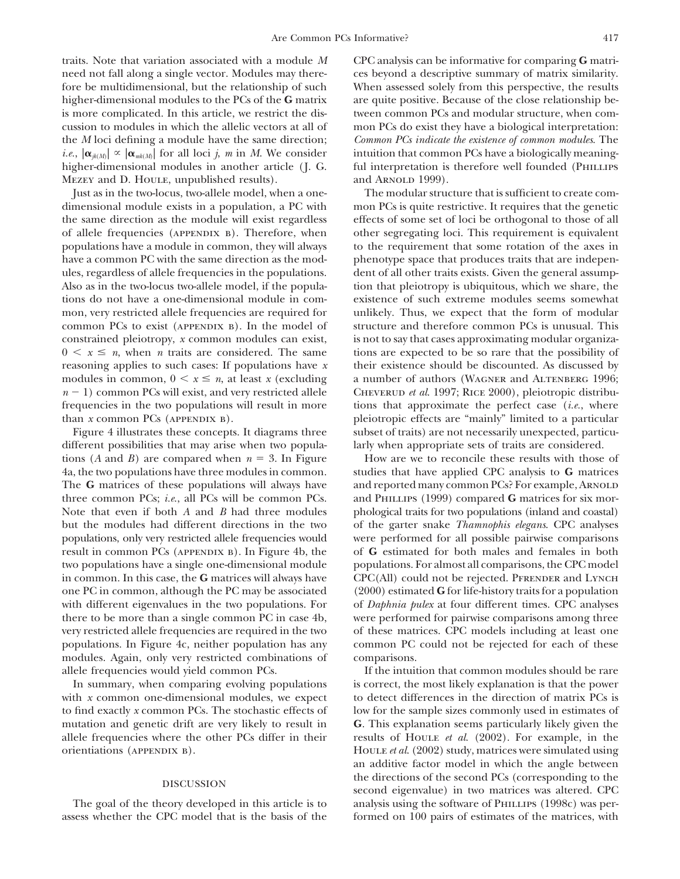traits. Note that variation associated with a module $M$ need not fall along a single vector. Modules may therefore be multidimensional, but the relationship of such higher-dimensional modules to the PCs of the **G** matrix is more complicated. In this article, we restrict the discussion to modules in which the allelic vectors at all of the $M$ loci defining a module have the same direction; *i.e.*, $|\boldsymbol{\alpha}_{jk(M)}| \propto |\boldsymbol{\alpha}_{mk(M)}|$ for all loci $j$, $m$ in $M$. We consider higher-dimensional modules in another article (J. G. Mezey and D. Houle, unpublished results).

Just as in the two-locus, two-allele model, when a one-dimensional module exists in a population, a PC with the same direction as the module will exist regardless of allele frequencies (appendix b). Therefore, when populations have a module in common, they will always have a common PC with the same direction as the modules, regardless of allele frequencies in the populations. Also as in the two-locus two-allele model, if the populations do not have a one-dimensional module in common, very restricted allele frequencies are required for common PCs to exist (appendix b). In the model of constrained pleiotropy, $x$ common modules can exist, $0 < x \leq n$, when $n$ traits are considered. The same reasoning applies to such cases: If populations have $x$ modules in common, $0 < x \leq n$, at least $x$ (excluding $n - 1$) common PCs will exist, and very restricted allele frequencies in the two populations will result in more than $x$ common PCs (appendix b).

Figure 4 illustrates these concepts. It diagrams three different possibilities that may arise when two populations ($A$ and $B$) are compared when $n = 3$. In Figure 4a, the two populations have three modules in common. The **G** matrices of these populations will always have three common PCs; *i.e.*, all PCs will be common PCs. Note that even if both $A$ and $B$ had three modules but the modules had different directions in the two populations, only very restricted allele frequencies would result in common PCs (appendix b). In Figure 4b, the two populations have a single one-dimensional module in common. In this case, the **G** matrices will always have one PC in common, although the PC may be associated with different eigenvalues in the two populations. For there to be more than a single common PC in case 4b, very restricted allele frequencies are required in the two populations. In Figure 4c, neither population has any modules. Again, only very restricted combinations of allele frequencies would yield common PCs.

In summary, when comparing evolving populations with $x$ common one-dimensional modules, we expect to find exactly $x$ common PCs. The stochastic effects of mutation and genetic drift are very likely to result in allele frequencies where the other PCs differ in their orientations (appendix b).

## DISCUSSION

The goal of the theory developed in this article is to assess whether the CPC model that is the basis of the CPC analysis can be informative for comparing **G** matrices beyond a descriptive summary of matrix similarity. When assessed solely from this perspective, the results are quite positive. Because of the close relationship between common PCs and modular structure, when common PCs do exist they have a biological interpretation: *Common PCs indicate the existence of common modules*. The intuition that common PCs have a biologically meaningful interpretation is therefore well founded (Phillips and Arnold 1999).

The modular structure that is sufficient to create common PCs is quite restrictive. It requires that the genetic effects of some set of loci be orthogonal to those of all other segregating loci. This requirement is equivalent to the requirement that some rotation of the axes in phenotype space that produces traits that are independent of all other traits exists. Given the general assumption that pleiotropy is ubiquitous, which we share, the existence of such extreme modules seems somewhat unlikely. Thus, we expect that the form of modular structure and therefore common PCs is unusual. This is not to say that cases approximating modular organizations are expected to be so rare that the possibility of their existence should be discounted. As discussed by a number of authors (Wagner and Altenberg 1996; Cheverud *et al.* 1997; Rice 2000), pleiotropic distributions that approximate the perfect case (*i.e.*, where pleiotropic effects are "mainly" limited to a particular subset of traits) are not necessarily unexpected, particularly when appropriate sets of traits are considered.

How are we to reconcile these results with those of studies that have applied CPC analysis to **G** matrices and reported many common PCs? For example, Arnold and Phillips (1999) compared **G** matrices for six morphological traits for two populations (inland and coastal) of the garter snake *Thamnophis elegans*. CPC analyses were performed for all possible pairwise comparisons of **G** estimated for both males and females in both populations. For almost all comparisons, the CPC model CPC(All) could not be rejected. Pfrender and Lynch (2000) estimated **G** for life-history traits for a population of *Daphnia pulex* at four different times. CPC analyses were performed for pairwise comparisons among three of these matrices. CPC models including at least one common PC could not be rejected for each of these comparisons.

If the intuition that common modules should be rare is correct, the most likely explanation is that the power to detect differences in the direction of matrix PCs is low for the sample sizes commonly used in estimates of **G**. This explanation seems particularly likely given the results of Houle *et al.* (2002). For example, in the Houle *et al.* (2002) study, matrices were simulated using an additive factor model in which the angle between the directions of the second PCs (corresponding to the second eigenvalue) in two matrices was altered. CPC analysis using the software of Phillips (1998c) was performed on 100 pairs of estimates of the matrices, with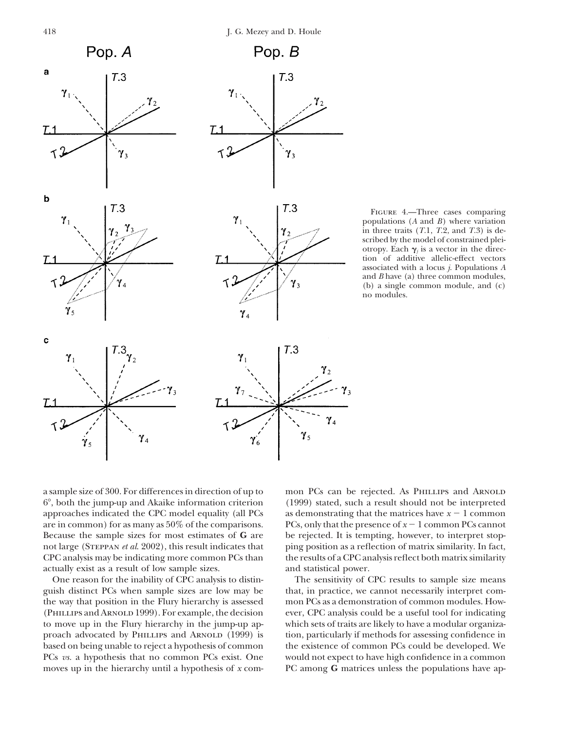FIGURE 4.—Three cases comparing populations (*A* and *B*) where variation in three traits (*T*.1, *T*.2, and *T*.3) is described by the model of constrained pleiotropy. Each $\boldsymbol{\gamma}_j$ is a vector in the direction of additive allelic-effect vectors associated with a locus *j*. Populations *A* and *B* have (a) three common modules, (b) a single common module, and (c) no modules.

a sample size of 300. For differences in direction of up to 6°, both the jump-up and Akaike information criterion approaches indicated the CPC model equality (all PCs are in common) for as many as 50% of the comparisons. Because the sample sizes for most estimates of **G** are not large (Steppan *et al.* 2002), this result indicates that CPC analysis may be indicating more common PCs than actually exist as a result of low sample sizes.

One reason for the inability of CPC analysis to distinguish distinct PCs when sample sizes are low may be the way that position in the Flury hierarchy is assessed (Phillips and Arnold 1999). For example, the decision to move up in the Flury hierarchy in the jump-up approach advocated by Phillips and Arnold (1999) is based on being unable to reject a hypothesis of common PCs *vs.* a hypothesis that no common PCs exist. One moves up in the hierarchy until a hypothesis of *x* common PCs can be rejected. As Phillips and Arnold (1999) stated, such a result should not be interpreted as demonstrating that the matrices have $x - 1$ common PCs, only that the presence of $x - 1$ common PCs cannot be rejected. It is tempting, however, to interpret stopping position as a reflection of matrix similarity. In fact, the results of a CPC analysis reflect both matrix similarity and statistical power.

The sensitivity of CPC results to sample size means that, in practice, we cannot necessarily interpret common PCs as a demonstration of common modules. However, CPC analysis could be a useful tool for indicating which sets of traits are likely to have a modular organization, particularly if methods for assessing confidence in the existence of common PCs could be developed. We would not expect to have high confidence in a common PC among **G** matrices unless the populations have ap-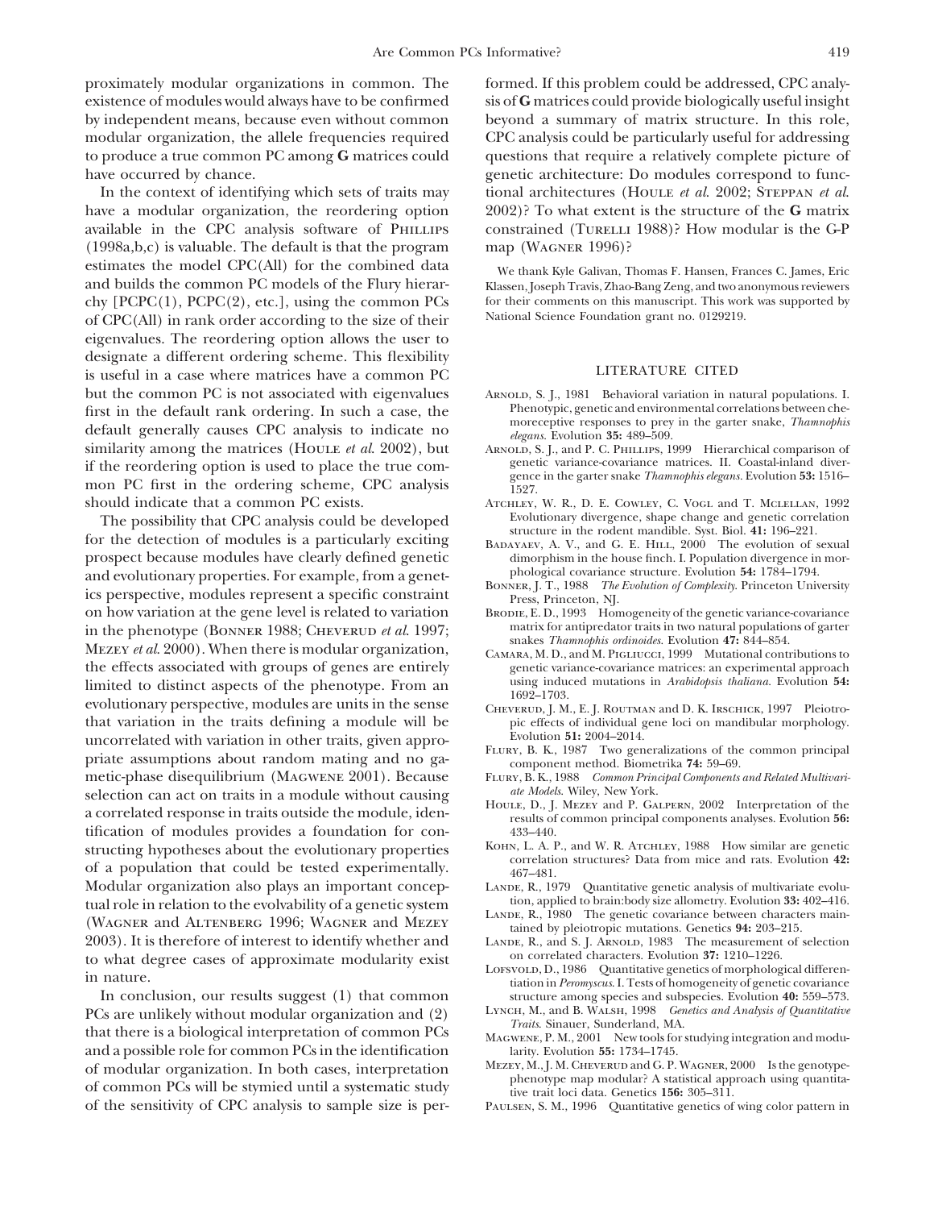proximately modular organizations in common. The existence of modules would always have to be confirmed by independent means, because even without common modular organization, the allele frequencies required to produce a true common PC among **G** matrices could have occurred by chance.

In the context of identifying which sets of traits may have a modular organization, the reordering option available in the CPC analysis software of Phillips (1998a,b,c) is valuable. The default is that the program estimates the model CPC(All) for the combined data and builds the common PC models of the Flury hierarchy [PCPC(1), PCPC(2), etc.], using the common PCs of CPC(All) in rank order according to the size of their eigenvalues. The reordering option allows the user to designate a different ordering scheme. This flexibility is useful in a case where matrices have a common PC but the common PC is not associated with eigenvalues first in the default rank ordering. In such a case, the default generally causes CPC analysis to indicate no similarity among the matrices (Houle *et al.* 2002), but if the reordering option is used to place the true common PC first in the ordering scheme, CPC analysis should indicate that a common PC exists.

The possibility that CPC analysis could be developed for the detection of modules is a particularly exciting prospect because modules have clearly defined genetic and evolutionary properties. For example, from a genetics perspective, modules represent a specific constraint on how variation at the gene level is related to variation in the phenotype (Bonner 1988; Cheverud *et al.* 1997; Mezey *et al.* 2000). When there is modular organization, the effects associated with groups of genes are entirely limited to distinct aspects of the phenotype. From an evolutionary perspective, modules are units in the sense that variation in the traits defining a module will be uncorrelated with variation in other traits, given appropriate assumptions about random mating and no gametic-phase disequilibrium (Magwene 2001). Because selection can act on traits in a module without causing a correlated response in traits outside the module, identification of modules provides a foundation for constructing hypotheses about the evolutionary properties of a population that could be tested experimentally. Modular organization also plays an important conceptual role in relation to the evolvability of a genetic system (Wagner and Altenberg 1996; Wagner and Mezey 2003). It is therefore of interest to identify whether and to what degree cases of approximate modularity exist in nature.

In conclusion, our results suggest (1) that common PCs are unlikely without modular organization and (2) that there is a biological interpretation of common PCs and a possible role for common PCs in the identification of modular organization. In both cases, interpretation of common PCs will be stymied until a systematic study of the sensitivity of CPC analysis to sample size is performed. If this problem could be addressed, CPC analysis of **G** matrices could provide biologically useful insight beyond a summary of matrix structure. In this role, CPC analysis could be particularly useful for addressing questions that require a relatively complete picture of genetic architecture: Do modules correspond to functional architectures (Houle *et al.* 2002; Steppan *et al.* 2002)? To what extent is the structure of the **G** matrix constrained (Turelli 1988)? How modular is the G-P map (Wagner 1996)?

We thank Kyle Galivan, Thomas F. Hansen, Frances C. James, Eric Klassen, Joseph Travis, Zhao-Bang Zeng, and two anonymous reviewers for their comments on this manuscript. This work was supported by National Science Foundation grant no. 0129219.

## LITERATURE CITED

Arnold, S. J., 1981 Behavioral variation in natural populations. I. Phenotypic, genetic and environmental correlations between chemoreceptive responses to prey in the garter snake, *Thamnophis elegans*. Evolution **35:** 489–509.

Arnold, S. J., and P. C. Phillips, 1999 Hierarchical comparison of genetic variance-covariance matrices. II. Coastal-inland divergence in the garter snake *Thamnophis elegans*. Evolution **53:** 1516–1527.

Atchley, W. R., D. E. Cowley, C. Vogl and T. Mclellan, 1992 Evolutionary divergence, shape change and genetic correlation structure in the rodent mandible. Syst. Biol. **41:** 196–221.

Badayaev, A. V., and G. E. Hill, 2000 The evolution of sexual dimorphism in the house finch. I. Population divergence in morphological covariance structure. Evolution **54:** 1784–1794.

Bonner, J. T., 1988 *The Evolution of Complexity*. Princeton University Press, Princeton, NJ.

Brodie, E. D., 1993 Homogeneity of the genetic variance-covariance matrix for antipredator traits in two natural populations of garter snakes *Thamnophis ordinoides*. Evolution **47:** 844–854.

Camara, M. D., and M. Pigliucci, 1999 Mutational contributions to genetic variance-covariance matrices: an experimental approach using induced mutations in *Arabidopsis thaliana*. Evolution **54:** 1692–1703.

Cheverud, J. M., E. J. Routman and D. K. Irschick, 1997 Pleiotropic effects of individual gene loci on mandibular morphology. Evolution **51:** 2004–2014.

Flury, B. K., 1987 Two generalizations of the common principal component method. Biometrika **74:** 59–69.

Flury, B. K., 1988 *Common Principal Components and Related Multivariate Models*. Wiley, New York.

Houle, D., J. Mezey and P. Galpern, 2002 Interpretation of the results of common principal components analyses. Evolution **56:** 433–440.

Kohn, L. A. P., and W. R. Atchley, 1988 How similar are genetic correlation structures? Data from mice and rats. Evolution **42:** 467–481.

Lande, R., 1979 Quantitative genetic analysis of multivariate evolution, applied to brain:body size allometry. Evolution **33:** 402–416.

Lande, R., 1980 The genetic covariance between characters maintained by pleiotropic mutations. Genetics **94:** 203–215.

Lande, R., and S. J. Arnold, 1983 The measurement of selection on correlated characters. Evolution **37:** 1210–1226.

Lofsvold, D., 1986 Quantitative genetics of morphological differentiation in *Peromyscus*. I. Tests of homogeneity of genetic covariance structure among species and subspecies. Evolution **40:** 559–573.

Lynch, M., and B. Walsh, 1998 *Genetics and Analysis of Quantitative Traits*. Sinauer, Sunderland, MA.

Magwene, P. M., 2001 New tools for studying integration and modularity. Evolution **55:** 1734–1745.

Mezey, M., J. M. Cheverud and G. P. Wagner, 2000 Is the genotype-phenotype map modular? A statistical approach using quantitative trait loci data. Genetics **156:** 305–311.

Paulsen, S. M., 1996 Quantitative genetics of wing color pattern in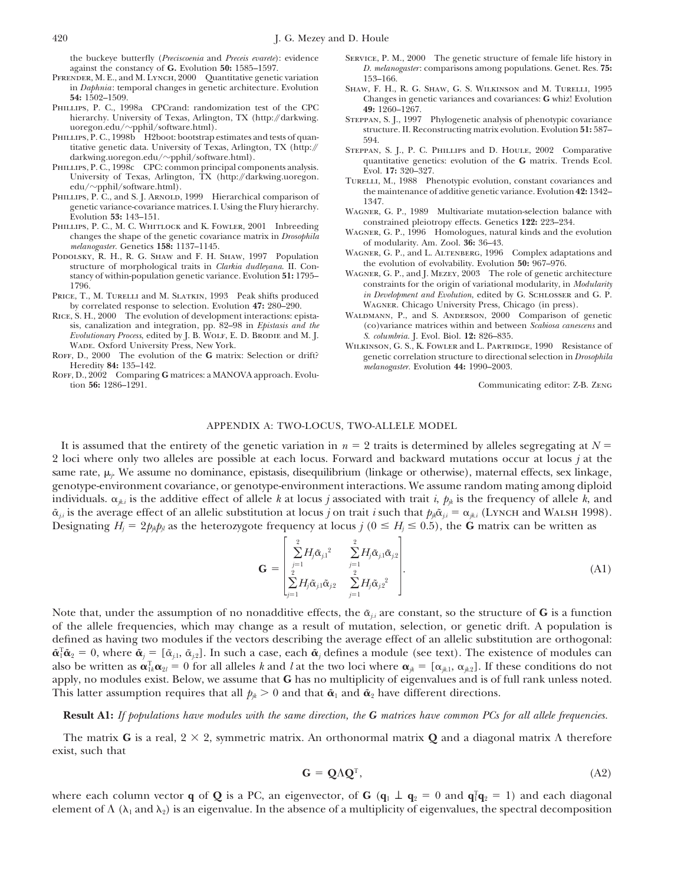the buckeye butterfly (*Precis coenia* and *Precis evarete*): evidence against the constancy of **G.** Evolution **50:** 1585–1597.

Pfrender, M. E., and M. Lynch, 2000 Quantitative genetic variation in *Daphnia*: temporal changes in genetic architecture. Evolution **54:** 1502–1509.

Phillips, P. C., 1998a CPCrand: randomization test of the CPC hierarchy. University of Texas, Arlington, TX (http://darkwing.uoregon.edu/~pphil/software.html).

Phillips, P. C., 1998b H2boot: bootstrap estimates and tests of quantitative genetic data. University of Texas, Arlington, TX (http://darkwing.uoregon.edu/~pphil/software.html).

Phillips, P. C., 1998c CPC: common principal components analysis. University of Texas, Arlington, TX (http://darkwing.uoregon.edu/~pphil/software.html).

Phillips, P. C., and S. J. Arnold, 1999 Hierarchical comparison of genetic variance-covariance matrices. I. Using the Flury hierarchy. Evolution **53:** 143–151.

Phillips, P. C., M. C. Whitlock and K. Fowler, 2001 Inbreeding changes the shape of the genetic covariance matrix in *Drosophila melanogaster*. Genetics **158:** 1137–1145.

Podolsky, R. H., R. G. Shaw and F. H. Shaw, 1997 Population structure of morphological traits in *Clarkia dudleyana*. II. Constancy of within-population genetic variance. Evolution **51:** 1795–1796.

Price, T., M. Turelli and M. Slatkin, 1993 Peak shifts produced by correlated response to selection. Evolution **47:** 280–290.

Rice, S. H., 2000 The evolution of development interactions: epistasis, canalization and integration, pp. 82–98 in *Epistasis and the Evolutionary Process*, edited by J. B. Wolf, E. D. Brodie and M. J. Wade. Oxford University Press, New York.

Roff, D., 2000 The evolution of the **G** matrix: Selection or drift? Heredity **84:** 135–142.

Roff, D., 2002 Comparing **G** matrices: a MANOVA approach. Evolution **56:** 1286–1291.

Service, P. M., 2000 The genetic structure of female life history in *D. melanogaster*: comparisons among populations. Genet. Res. **75:** 153–166.

Shaw, F. H., R. G. Shaw, G. S. Wilkinson and M. Turelli, 1995 Changes in genetic variances and covariances: **G** whiz! Evolution **49:** 1260–1267.

Steppan, S. J., 1997 Phylogenetic analysis of phenotypic covariance structure. II. Reconstructing matrix evolution. Evolution **51:** 587–594.

Steppan, S. J., P. C. Phillips and D. Houle, 2002 Comparative quantitative genetics: evolution of the **G** matrix. Trends Ecol. Evol. **17:** 320–327.

Turelli, M., 1988 Phenotypic evolution, constant covariances and the maintenance of additive genetic variance. Evolution **42:** 1342–1347.

Wagner, G. P., 1989 Multivariate mutation-selection balance with constrained pleiotropy effects. Genetics **122:** 223–234.

Wagner, G. P., 1996 Homologues, natural kinds and the evolution of modularity. Am. Zool. **36:** 36–43.

Wagner, G. P., and L. Altenberg, 1996 Complex adaptations and the evolution of evolvability. Evolution **50:** 967–976.

Wagner, G. P., and J. Mezey, 2003 The role of genetic architecture constraints for the origin of variational modularity, in *Modularity in Development and Evolution*, edited by G. Schlosser and G. P. Wagner. Chicago University Press, Chicago (in press).

Waldmann, P., and S. Anderson, 2000 Comparison of genetic (co)variance matrices within and between *Scabiosa canescens* and *S. columbria*. J. Evol. Biol. **12:** 826–835.

Wilkinson, G. S., K. Fowler and L. Partridge, 1990 Resistance of genetic correlation structure to directional selection in *Drosophila melanogaster*. Evolution **44:** 1990–2003.

Communicating editor: Z-B. Zeng

## APPENDIX A: TWO-LOCUS, TWO-ALLELE MODEL

It is assumed that the entirety of the genetic variation in $n = 2$ traits is determined by alleles segregating at $N = 2$ loci where only two alleles are possible at each locus. Forward and backward mutations occur at locus $j$ at the same rate, $\mu_j$. We assume no dominance, epistasis, disequilibrium (linkage or otherwise), maternal effects, sex linkage, genotype-environment covariance, or genotype-environment interactions. We assume random mating among diploid individuals. $\alpha_{jk.i}$ is the additive effect of allele $k$ at locus $j$ associated with trait $i$, $p_{jk}$ is the frequency of allele $k$, and $\tilde{\alpha}_{j.i}$ is the average effect of an allelic substitution at locus $j$ on trait $i$ such that $p_{jk}\tilde{\alpha}_{j.i} = \alpha_{jk.i}$ (Lynch and Walsh 1998). Designating $H_j = 2p_{jk}p_{jl}$ as the heterozygote frequency at locus $j$ ($0 \leq H_j \leq 0.5$), the **G** matrix can be written as

$$\mathbf{G} = \begin{bmatrix} \sum_{j=1}^{2} H_j \tilde{\alpha}_{j.1}{}^2 & \sum_{j=1}^{2} H_j \tilde{\alpha}_{j.1}\tilde{\alpha}_{j.2} \\ \sum_{j=1}^{2} H_j \tilde{\alpha}_{j.1}\tilde{\alpha}_{j.2} & \sum_{j=1}^{2} H_j \tilde{\alpha}_{j.2}{}^2 \end{bmatrix}. \tag{A1}$$

Note that, under the assumption of no nonadditive effects, the $\tilde{\alpha}_{j.i}$ are constant, so the structure of **G** is a function of the allele frequencies, which may change as a result of mutation, selection, or genetic drift. A population is defined as having two modules if the vectors describing the average effect of an allelic substitution are orthogonal: $\tilde{\boldsymbol{\alpha}}_1^{\mathrm{T}}\tilde{\boldsymbol{\alpha}}_2 = 0$, where $\tilde{\boldsymbol{\alpha}}_j = [\tilde{\alpha}_{j.1}, \tilde{\alpha}_{j.2}]$. In such a case, each $\tilde{\boldsymbol{\alpha}}_j$ defines a module (see text). The existence of modules can also be written as $\boldsymbol{\alpha}_{1k}^{\mathrm{T}}\boldsymbol{\alpha}_{2l} = 0$ for all alleles $k$ and $l$ at the two loci where $\boldsymbol{\alpha}_{jk} = [\alpha_{jk.1}, \alpha_{jk.2}]$. If these conditions do not apply, no modules exist. Below, we assume that **G** has no multiplicity of eigenvalues and is of full rank unless noted. This latter assumption requires that all $p_{jk} > 0$ and that $\tilde{\boldsymbol{\alpha}}_1$ and $\tilde{\boldsymbol{\alpha}}_2$ have different directions.

**Result A1:** *If populations have modules with the same direction, the **G** matrices have common PCs for all allele frequencies.*

The matrix **G** is a real, $2 \times 2$, symmetric matrix. An orthonormal matrix **Q** and a diagonal matrix $\Lambda$ therefore exist, such that

$$\mathbf{G} = \mathbf{Q}\Lambda\mathbf{Q}^{\mathrm{T}}, \tag{A2}$$

where each column vector **q** of **Q** is a PC, an eigenvector, of **G** ($\mathbf{q}_1 \perp \mathbf{q}_2 = 0$ and $\mathbf{q}_1^{\mathrm{T}}\mathbf{q}_2 = 1$) and each diagonal element of $\Lambda$ ($\lambda_1$ and $\lambda_2$) is an eigenvalue. In the absence of a multiplicity of eigenvalues, the spectral decomposition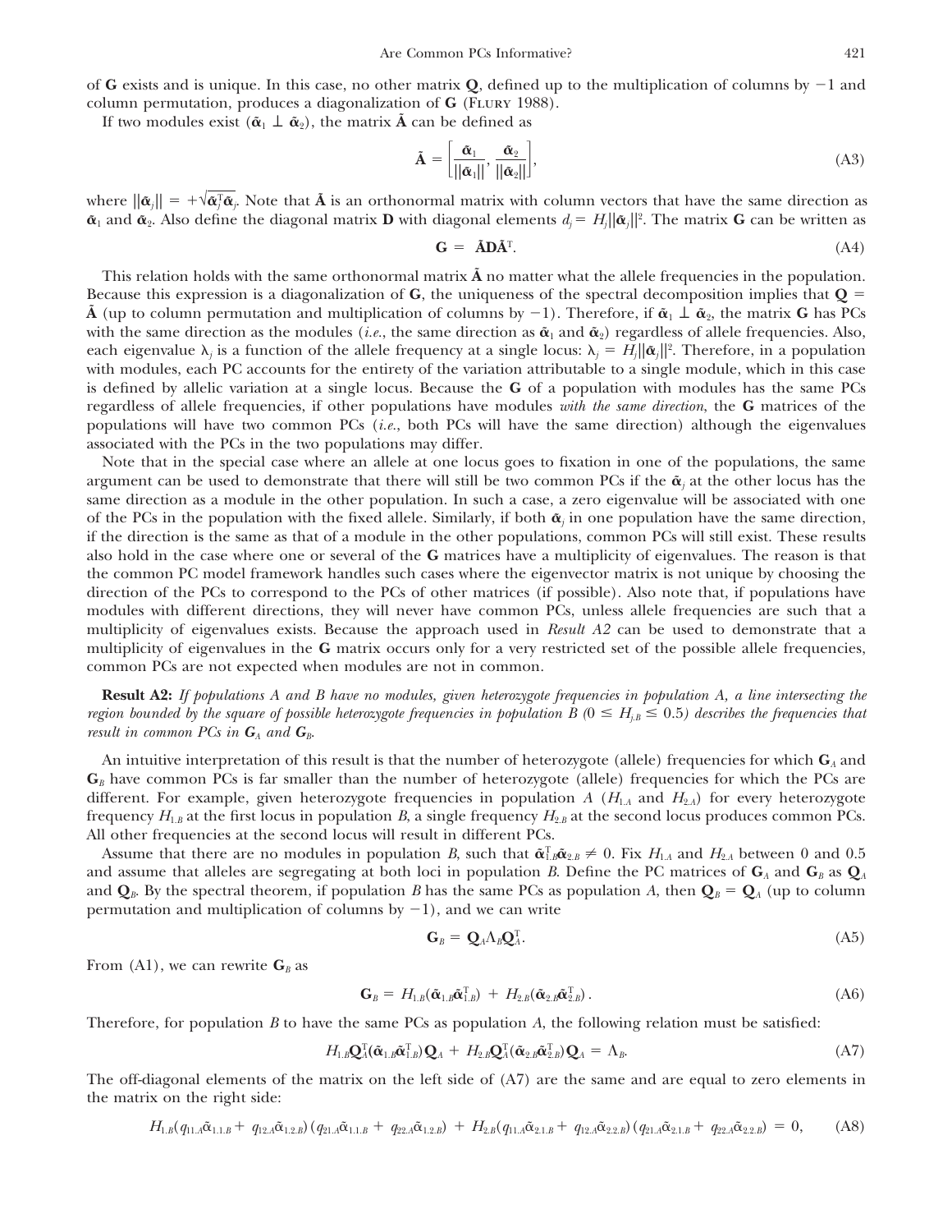of $\mathbf{G}$ exists and is unique. In this case, no other matrix $\mathbf{Q}$, defined up to the multiplication of columns by $-1$ and column permutation, produces a diagonalization of $\mathbf{G}$ (Flury 1988).

If two modules exist ($\tilde{\boldsymbol{\alpha}}_1 \perp \tilde{\boldsymbol{\alpha}}_2$), the matrix $\tilde{\mathbf{A}}$ can be defined as

$$\tilde{\mathbf{A}} = \left[\frac{\tilde{\boldsymbol{\alpha}}_1}{||\tilde{\boldsymbol{\alpha}}_1||}, \frac{\tilde{\boldsymbol{\alpha}}_2}{||\tilde{\boldsymbol{\alpha}}_2||}\right], \tag{A3}$$

where $||\tilde{\boldsymbol{\alpha}}_j|| = +\sqrt{\tilde{\boldsymbol{\alpha}}_j^{\mathrm{T}}\tilde{\boldsymbol{\alpha}}_j}$. Note that $\tilde{\mathbf{A}}$ is an orthonormal matrix with column vectors that have the same direction as $\tilde{\boldsymbol{\alpha}}_1$ and $\tilde{\boldsymbol{\alpha}}_2$. Also define the diagonal matrix $\mathbf{D}$ with diagonal elements $d_j = H_j||\tilde{\boldsymbol{\alpha}}_j||^2$. The matrix $\mathbf{G}$ can be written as

$$\mathbf{G} = \tilde{\mathbf{A}}\mathbf{D}\tilde{\mathbf{A}}^{\mathrm{T}}. \tag{A4}$$

This relation holds with the same orthonormal matrix $\tilde{\mathbf{A}}$ no matter what the allele frequencies in the population. Because this expression is a diagonalization of $\mathbf{G}$, the uniqueness of the spectral decomposition implies that $\mathbf{Q} = \tilde{\mathbf{A}}$ (up to column permutation and multiplication of columns by $-1$). Therefore, if $\tilde{\boldsymbol{\alpha}}_1 \perp \tilde{\boldsymbol{\alpha}}_2$, the matrix $\mathbf{G}$ has PCs with the same direction as the modules (*i.e.*, the same direction as $\tilde{\boldsymbol{\alpha}}_1$ and $\tilde{\boldsymbol{\alpha}}_2$) regardless of allele frequencies. Also, each eigenvalue $\lambda_j$ is a function of the allele frequency at a single locus: $\lambda_j = H_j||\tilde{\boldsymbol{\alpha}}_j||^2$. Therefore, in a population with modules, each PC accounts for the entirety of the variation attributable to a single module, which in this case is defined by allelic variation at a single locus. Because the $\mathbf{G}$ of a population with modules has the same PCs regardless of allele frequencies, if other populations have modules *with the same direction*, the $\mathbf{G}$ matrices of the populations will have two common PCs (*i.e.*, both PCs will have the same direction) although the eigenvalues associated with the PCs in the two populations may differ.

Note that in the special case where an allele at one locus goes to fixation in one of the populations, the same argument can be used to demonstrate that there will still be two common PCs if the $\tilde{\boldsymbol{\alpha}}_j$ at the other locus has the same direction as a module in the other population. In such a case, a zero eigenvalue will be associated with one of the PCs in the population with the fixed allele. Similarly, if both $\tilde{\boldsymbol{\alpha}}_j$ in one population have the same direction, if the direction is the same as that of a module in the other populations, common PCs will still exist. These results also hold in the case where one or several of the $\mathbf{G}$ matrices have a multiplicity of eigenvalues. The reason is that the common PC model framework handles such cases where the eigenvector matrix is not unique by choosing the direction of the PCs to correspond to the PCs of other matrices (if possible). Also note that, if populations have modules with different directions, they will never have common PCs, unless allele frequencies are such that a multiplicity of eigenvalues exists. Because the approach used in *Result A2* can be used to demonstrate that a multiplicity of eigenvalues in the $\mathbf{G}$ matrix occurs only for a very restricted set of the possible allele frequencies, common PCs are not expected when modules are not in common.

**Result A2:** *If populations A and B have no modules, given heterozygote frequencies in population A, a line intersecting the region bounded by the square of possible heterozygote frequencies in population B ($0 \leq H_{j.B} \leq 0.5$) describes the frequencies that result in common PCs in $\mathbf{G}_A$ and $\mathbf{G}_B$.*

An intuitive interpretation of this result is that the number of heterozygote (allele) frequencies for which $\mathbf{G}_A$ and $\mathbf{G}_B$ have common PCs is far smaller than the number of heterozygote (allele) frequencies for which the PCs are different. For example, given heterozygote frequencies in population $A$ ($H_{1.A}$ and $H_{2.A}$) for every heterozygote frequency $H_{1.B}$ at the first locus in population $B$, a single frequency $H_{2.B}$ at the second locus produces common PCs. All other frequencies at the second locus will result in different PCs.

Assume that there are no modules in population $B$, such that $\tilde{\boldsymbol{\alpha}}_{1.B}^{\mathrm{T}}\tilde{\boldsymbol{\alpha}}_{2.B} \neq 0$. Fix $H_{1.A}$ and $H_{2.A}$ between 0 and 0.5 and assume that alleles are segregating at both loci in population $B$. Define the PC matrices of $\mathbf{G}_A$ and $\mathbf{G}_B$ as $\mathbf{Q}_A$ and $\mathbf{Q}_B$. By the spectral theorem, if population $B$ has the same PCs as population $A$, then $\mathbf{Q}_B = \mathbf{Q}_A$ (up to column permutation and multiplication of columns by $-1$), and we can write

$$\mathbf{G}_B = \mathbf{Q}_A\Lambda_B\mathbf{Q}_A^{\mathrm{T}}. \tag{A5}$$

From (A1), we can rewrite $\mathbf{G}_B$ as

$$\mathbf{G}_B = H_{1.B}(\tilde{\boldsymbol{\alpha}}_{1.B}\tilde{\boldsymbol{\alpha}}_{1.B}^{\mathrm{T}}) + H_{2.B}(\tilde{\boldsymbol{\alpha}}_{2.B}\tilde{\boldsymbol{\alpha}}_{2.B}^{\mathrm{T}}). \tag{A6}$$

Therefore, for population $B$ to have the same PCs as population $A$, the following relation must be satisfied:

$$H_{1.B}\mathbf{Q}_A^{\mathrm{T}}(\tilde{\boldsymbol{\alpha}}_{1.B}\tilde{\boldsymbol{\alpha}}_{1.B}^{\mathrm{T}})\mathbf{Q}_A + H_{2.B}\mathbf{Q}_A^{\mathrm{T}}(\tilde{\boldsymbol{\alpha}}_{2.B}\tilde{\boldsymbol{\alpha}}_{2.B}^{\mathrm{T}})\mathbf{Q}_A = \Lambda_B. \tag{A7}$$

The off-diagonal elements of the matrix on the left side of (A7) are the same and are equal to zero elements in the matrix on the right side:

$$H_{1.B}(q_{11.A}\tilde{\alpha}_{1.1.B} + q_{12.A}\tilde{\alpha}_{1.2.B})(q_{21.A}\tilde{\alpha}_{1.1.B} + q_{22.A}\tilde{\alpha}_{1.2.B}) + H_{2.B}(q_{11.A}\tilde{\alpha}_{2.1.B} + q_{12.A}\tilde{\alpha}_{2.2.B})(q_{21.A}\tilde{\alpha}_{2.1.B} + q_{22.A}\tilde{\alpha}_{2.2.B}) = 0, \tag{A8}$$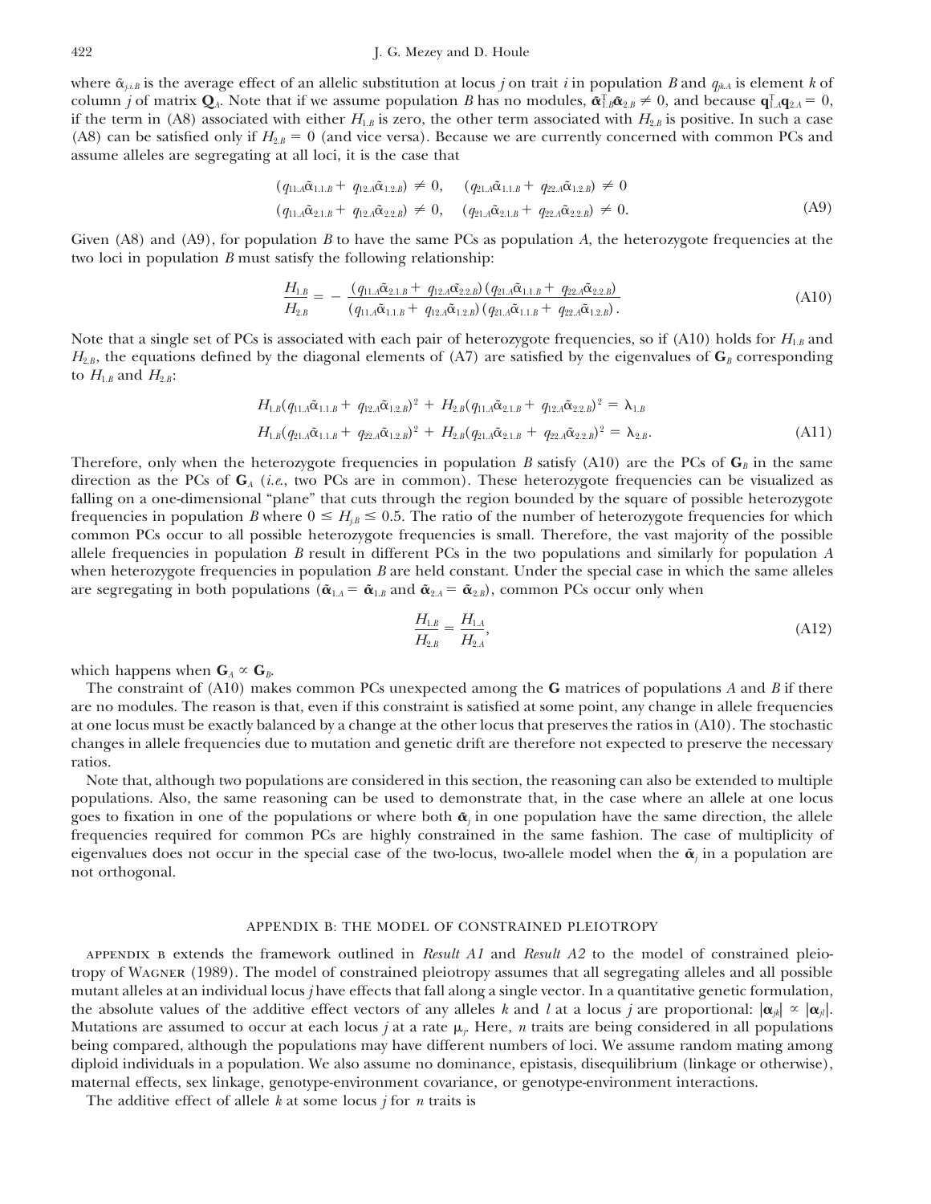where $\tilde{\alpha}_{j.i.B}$ is the average effect of an allelic substitution at locus $j$ on trait $i$ in population $B$ and $q_{jk.A}$ is element $k$ of column $j$ of matrix $\mathbf{Q}_A$. Note that if we assume population $B$ has no modules, $\tilde{\boldsymbol{\alpha}}_{1.B}^{\mathrm{T}}\tilde{\boldsymbol{\alpha}}_{2.B} \neq 0$, and because $\mathbf{q}_{1.A}^{\mathrm{T}}\mathbf{q}_{2.A} = 0$, if the term in (A8) associated with either $H_{1.B}$ is zero, the other term associated with $H_{2.B}$ is positive. In such a case (A8) can be satisfied only if $H_{2.B} = 0$ (and vice versa). Because we are currently concerned with common PCs and assume alleles are segregating at all loci, it is the case that

$$
\begin{aligned}
&(q_{11.A}\tilde{\alpha}_{1.1.B} + q_{12.A}\tilde{\alpha}_{1.2.B}) \neq 0, \quad (q_{21.A}\tilde{\alpha}_{1.1.B} + q_{22.A}\tilde{\alpha}_{1.2.B}) \neq 0 \\
&(q_{11.A}\tilde{\alpha}_{2.1.B} + q_{12.A}\tilde{\alpha}_{2.2.B}) \neq 0, \quad (q_{21.A}\tilde{\alpha}_{2.1.B} + q_{22.A}\tilde{\alpha}_{2.2.B}) \neq 0.
\end{aligned}
\tag{A9}
$$

Given (A8) and (A9), for population $B$ to have the same PCs as population $A$, the heterozygote frequencies at the two loci in population $B$ must satisfy the following relationship:

$$
\frac{H_{1.B}}{H_{2.B}} = -\frac{(q_{11.A}\tilde{\alpha}_{2.1.B} + q_{12.A}\tilde{\alpha}_{2.2.B})(q_{21.A}\tilde{\alpha}_{1.1.B} + q_{22.A}\tilde{\alpha}_{2.2.B})}{(q_{11.A}\tilde{\alpha}_{1.1.B} + q_{12.A}\tilde{\alpha}_{1.2.B})(q_{21.A}\tilde{\alpha}_{1.1.B} + q_{22.A}\tilde{\alpha}_{1.2.B})}.
\tag{A10}
$$

Note that a single set of PCs is associated with each pair of heterozygote frequencies, so if (A10) holds for $H_{1.B}$ and $H_{2.B}$, the equations defined by the diagonal elements of (A7) are satisfied by the eigenvalues of $\mathbf{G}_B$ corresponding to $H_{1.B}$ and $H_{2.B}$:

$$
\begin{aligned}
&H_{1.B}(q_{11.A}\tilde{\alpha}_{1.1.B} + q_{12.A}\tilde{\alpha}_{1.2.B})^2 + H_{2.B}(q_{11.A}\tilde{\alpha}_{2.1.B} + q_{12.A}\tilde{\alpha}_{2.2.B})^2 = \lambda_{1.B} \\
&H_{1.B}(q_{21.A}\tilde{\alpha}_{1.1.B} + q_{22.A}\tilde{\alpha}_{1.2.B})^2 + H_{2.B}(q_{21.A}\tilde{\alpha}_{2.1.B} + q_{22.A}\tilde{\alpha}_{2.2.B})^2 = \lambda_{2.B}.
\end{aligned}
\tag{A11}
$$

Therefore, only when the heterozygote frequencies in population $B$ satisfy (A10) are the PCs of $\mathbf{G}_B$ in the same direction as the PCs of $\mathbf{G}_A$ (*i.e.*, two PCs are in common). These heterozygote frequencies can be visualized as falling on a one-dimensional "plane" that cuts through the region bounded by the square of possible heterozygote frequencies in population $B$ where $0 \leq H_{j.B} \leq 0.5$. The ratio of the number of heterozygote frequencies for which common PCs occur to all possible heterozygote frequencies is small. Therefore, the vast majority of the possible allele frequencies in population $B$ result in different PCs in the two populations and similarly for population $A$ when heterozygote frequencies in population $B$ are held constant. Under the special case in which the same alleles are segregating in both populations ($\tilde{\boldsymbol{\alpha}}_{1.A} = \tilde{\boldsymbol{\alpha}}_{1.B}$ and $\tilde{\boldsymbol{\alpha}}_{2.A} = \tilde{\boldsymbol{\alpha}}_{2.B}$), common PCs occur only when

$$
\frac{H_{1.B}}{H_{2.B}} = \frac{H_{1.A}}{H_{2.A}},
\tag{A12}
$$

which happens when $\mathbf{G}_A \propto \mathbf{G}_B$.

The constraint of (A10) makes common PCs unexpected among the **G** matrices of populations $A$ and $B$ if there are no modules. The reason is that, even if this constraint is satisfied at some point, any change in allele frequencies at one locus must be exactly balanced by a change at the other locus that preserves the ratios in (A10). The stochastic changes in allele frequencies due to mutation and genetic drift are therefore not expected to preserve the necessary ratios.

Note that, although two populations are considered in this section, the reasoning can also be extended to multiple populations. Also, the same reasoning can be used to demonstrate that, in the case where an allele at one locus goes to fixation in one of the populations or where both $\tilde{\boldsymbol{\alpha}}_j$ in one population have the same direction, the allele frequencies required for common PCs are highly constrained in the same fashion. The case of multiplicity of eigenvalues does not occur in the special case of the two-locus, two-allele model when the $\tilde{\boldsymbol{\alpha}}_j$ in a population are not orthogonal.

## APPENDIX B: THE MODEL OF CONSTRAINED PLEIOTROPY

Appendix B extends the framework outlined in *Result A1* and *Result A2* to the model of constrained pleiotropy of Wagner (1989). The model of constrained pleiotropy assumes that all segregating alleles and all possible mutant alleles at an individual locus $j$ have effects that fall along a single vector. In a quantitative genetic formulation, the absolute values of the additive effect vectors of any alleles $k$ and $l$ at a locus $j$ are proportional: $|\boldsymbol{\alpha}_{jk}| \propto |\boldsymbol{\alpha}_{jl}|$. Mutations are assumed to occur at each locus $j$ at a rate $\mu_j$. Here, $n$ traits are being considered in all populations being compared, although the populations may have different numbers of loci. We assume random mating among diploid individuals in a population. We also assume no dominance, epistasis, disequilibrium (linkage or otherwise), maternal effects, sex linkage, genotype-environment covariance, or genotype-environment interactions.

The additive effect of allele $k$ at some locus $j$ for $n$ traits is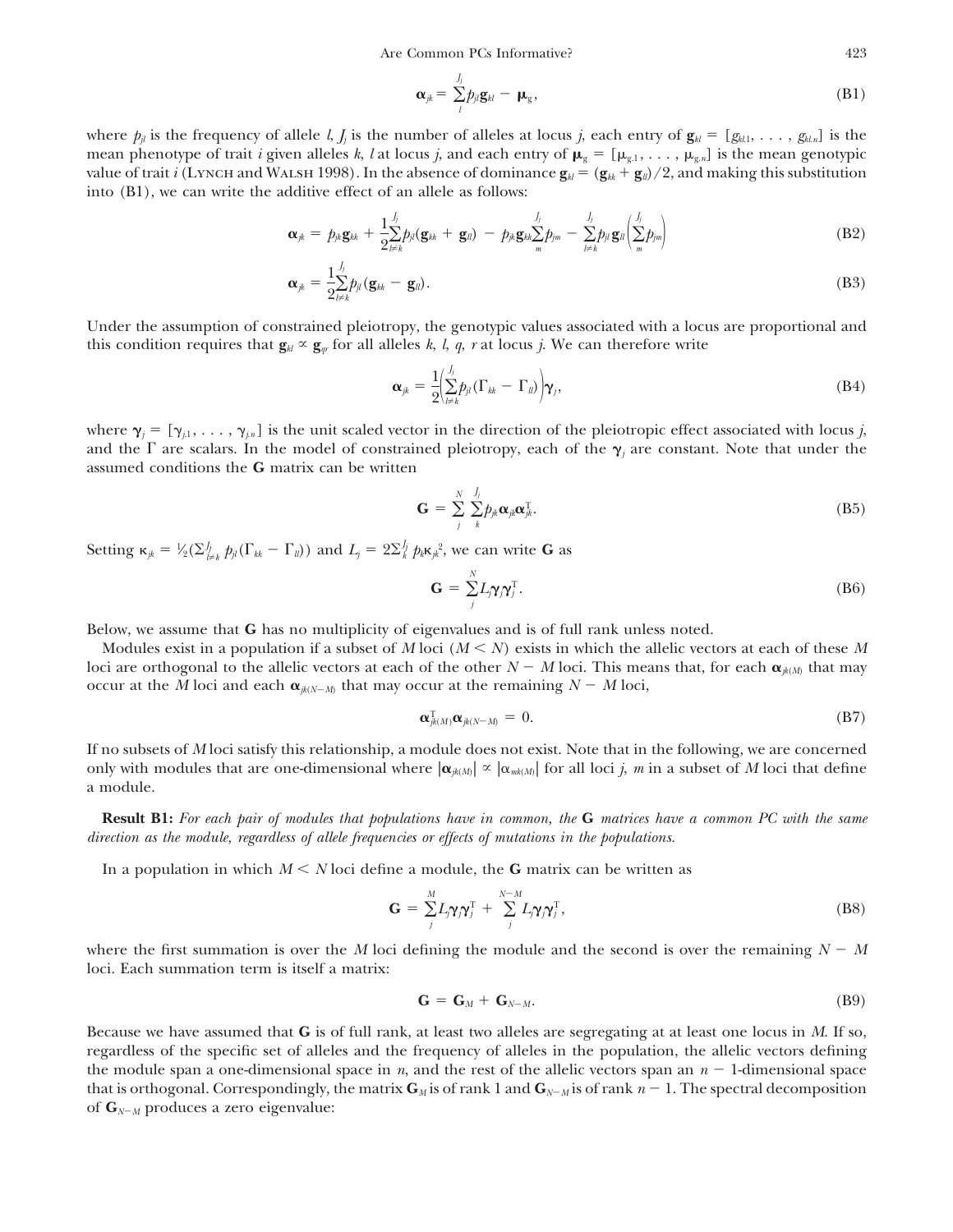$$\boldsymbol{\alpha}_{jk} = \sum_{l}^{J_j} p_{jl}\mathbf{g}_{kl} - \boldsymbol{\mu}_g, \tag{B1}$$

where $p_{jl}$ is the frequency of allele $l$, $J_j$ is the number of alleles at locus $j$, each entry of $\mathbf{g}_{kl} = [g_{kl.1}, \ldots, g_{kl.n}]$ is the mean phenotype of trait $i$ given alleles $k$, $l$ at locus $j$, and each entry of $\boldsymbol{\mu}_g = [\mu_{g.1}, \ldots, \mu_{g.n}]$ is the mean genotypic value of trait $i$ (Lynch and Walsh 1998). In the absence of dominance $\mathbf{g}_{kl} = (\mathbf{g}_{kk} + \mathbf{g}_{ll})/2$, and making this substitution into (B1), we can write the additive effect of an allele as follows:

$$\boldsymbol{\alpha}_{jk} = p_{jk}\mathbf{g}_{kk} + \frac{1}{2}\sum_{l\neq k}^{J_j} p_{jl}(\mathbf{g}_{kk} + \mathbf{g}_{ll}) - p_{jk}\mathbf{g}_{kk}\sum_{m}^{J_j} p_{jm} - \sum_{l\neq k}^{J_j} p_{jl}\,\mathbf{g}_{ll}\left(\sum_{m}^{J_j} p_{jm}\right) \tag{B2}$$

$$\boldsymbol{\alpha}_{jk} = \frac{1}{2}\sum_{l\neq k}^{J_j} p_{jl}(\mathbf{g}_{kk} - \mathbf{g}_{ll}). \tag{B3}$$

Under the assumption of constrained pleiotropy, the genotypic values associated with a locus are proportional and this condition requires that $\mathbf{g}_{kl} \propto \mathbf{g}_{qr}$ for all alleles $k$, $l$, $q$, $r$ at locus $j$. We can therefore write

$$\boldsymbol{\alpha}_{jk} = \frac{1}{2}\left(\sum_{l\neq k}^{J_j} p_{jl}(\Gamma_{kk} - \Gamma_{ll})\right)\boldsymbol{\gamma}_j, \tag{B4}$$

where $\boldsymbol{\gamma}_j = [\gamma_{j.1}, \ldots, \gamma_{j.n}]$ is the unit scaled vector in the direction of the pleiotropic effect associated with locus $j$, and the $\Gamma$ are scalars. In the model of constrained pleiotropy, each of the $\boldsymbol{\gamma}_j$ are constant. Note that under the assumed conditions the **G** matrix can be written

$$\mathbf{G} = \sum_{j}^{N}\sum_{k}^{J_j} p_{jk}\boldsymbol{\alpha}_{jk}\boldsymbol{\alpha}_{jk}^{\mathrm{T}}. \tag{B5}$$

Setting $\kappa_{jk} = \frac{1}{2}(\sum_{l\neq k}^{J_j} p_{jl}(\Gamma_{kk} - \Gamma_{ll}))$ and $L_j = 2\sum_{k}^{J_j} p_k\kappa_{jk}^2$, we can write **G** as

$$\mathbf{G} = \sum_{j}^{N} L_j\boldsymbol{\gamma}_j\boldsymbol{\gamma}_j^{\mathrm{T}}. \tag{B6}$$

Below, we assume that **G** has no multiplicity of eigenvalues and is of full rank unless noted.

Modules exist in a population if a subset of $M$ loci ($M < N$) exists in which the allelic vectors at each of these $M$ loci are orthogonal to the allelic vectors at each of the other $N - M$ loci. This means that, for each $\boldsymbol{\alpha}_{jk(M)}$ that may occur at the $M$ loci and each $\boldsymbol{\alpha}_{jk(N-M)}$ that may occur at the remaining $N - M$ loci,

$$\boldsymbol{\alpha}_{jk(M)}^{\mathrm{T}}\boldsymbol{\alpha}_{jk(N-M)} = 0. \tag{B7}$$

If no subsets of $M$ loci satisfy this relationship, a module does not exist. Note that in the following, we are concerned only with modules that are one-dimensional where $|\boldsymbol{\alpha}_{jk(M)}| \propto |\alpha_{mk(M)}|$ for all loci $j$, $m$ in a subset of $M$ loci that define a module.

**Result B1:** *For each pair of modules that populations have in common, the* **G** *matrices have a common PC with the same direction as the module, regardless of allele frequencies or effects of mutations in the populations.*

In a population in which $M < N$ loci define a module, the **G** matrix can be written as

$$\mathbf{G} = \sum_{j}^{M} L_j\boldsymbol{\gamma}_j\boldsymbol{\gamma}_j^{\mathrm{T}} + \sum_{j}^{N-M} L_j\boldsymbol{\gamma}_j\boldsymbol{\gamma}_j^{\mathrm{T}}, \tag{B8}$$

where the first summation is over the $M$ loci defining the module and the second is over the remaining $N - M$ loci. Each summation term is itself a matrix:

$$\mathbf{G} = \mathbf{G}_M + \mathbf{G}_{N-M}. \tag{B9}$$

Because we have assumed that **G** is of full rank, at least two alleles are segregating at at least one locus in $M$. If so, regardless of the specific set of alleles and the frequency of alleles in the population, the allelic vectors defining the module span a one-dimensional space in $n$, and the rest of the allelic vectors span an $n - 1$-dimensional space that is orthogonal. Correspondingly, the matrix $\mathbf{G}_M$ is of rank 1 and $\mathbf{G}_{N-M}$ is of rank $n - 1$. The spectral decomposition of $\mathbf{G}_{N-M}$ produces a zero eigenvalue: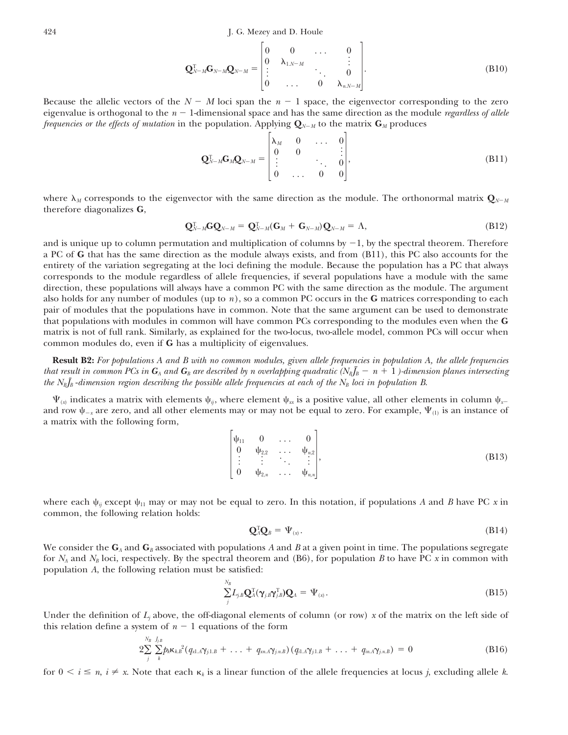$$\mathbf{Q}_{N-M}^{\mathrm{T}}\mathbf{G}_{N-M}\mathbf{Q}_{N-M} = \begin{bmatrix} 0 & 0 & \dots & 0 \\ 0 & \lambda_{1.N-M} & & \vdots \\ \vdots & & \ddots & 0 \\ 0 & \dots & 0 & \lambda_{n.N-M} \end{bmatrix}. \tag{B10}$$

Because the allelic vectors of the $N - M$ loci span the $n - 1$ space, the eigenvector corresponding to the zero eigenvalue is orthogonal to the $n - 1$-dimensional space and has the same direction as the module *regardless of allele frequencies or the effects of mutation* in the population. Applying $\mathbf{Q}_{N-M}$ to the matrix $\mathbf{G}_M$ produces

$$\mathbf{Q}_{N-M}^{\mathrm{T}}\mathbf{G}_{M}\mathbf{Q}_{N-M} = \begin{bmatrix} \lambda_M & 0 & \dots & 0 \\ 0 & 0 & & \vdots \\ \vdots & & \ddots & 0 \\ 0 & \dots & 0 & 0 \end{bmatrix}, \tag{B11}$$

where $\lambda_M$ corresponds to the eigenvector with the same direction as the module. The orthonormal matrix $\mathbf{Q}_{N-M}$ therefore diagonalizes $\mathbf{G}$,

$$\mathbf{Q}_{N-M}^{\mathrm{T}}\mathbf{G}\mathbf{Q}_{N-M} = \mathbf{Q}_{N-M}^{\mathrm{T}}(\mathbf{G}_M + \mathbf{G}_{N-M})\mathbf{Q}_{N-M} = \Lambda, \tag{B12}$$

and is unique up to column permutation and multiplication of columns by $-1$, by the spectral theorem. Therefore a PC of $\mathbf{G}$ that has the same direction as the module always exists, and from (B11), this PC also accounts for the entirety of the variation segregating at the loci defining the module. Because the population has a PC that always corresponds to the module regardless of allele frequencies, if several populations have a module with the same direction, these populations will always have a common PC with the same direction as the module. The argument also holds for any number of modules (up to $n$), so a common PC occurs in the $\mathbf{G}$ matrices corresponding to each pair of modules that the populations have in common. Note that the same argument can be used to demonstrate that populations with modules in common will have common PCs corresponding to the modules even when the $\mathbf{G}$ matrix is not of full rank. Similarly, as explained for the two-locus, two-allele model, common PCs will occur when common modules do, even if $\mathbf{G}$ has a multiplicity of eigenvalues.

**Result B2:** *For populations A and B with no common modules, given allele frequencies in population A, the allele frequencies that result in common PCs in $\mathbf{G}_A$ and $\mathbf{G}_B$ are described by n overlapping quadratic ($N_B\bar{J}_B - n + 1$)-dimension planes intersecting the $N_B\bar{J}_B$-dimension region describing the possible allele frequencies at each of the $N_B$ loci in population B.*

$\Psi_{(x)}$ indicates a matrix with elements $\psi_{ij}$, where element $\psi_{xx}$ is a positive value, all other elements in column $\psi_{x-}$ and row $\psi_{-x}$ are zero, and all other elements may or may not be equal to zero. For example, $\Psi_{(1)}$ is an instance of a matrix with the following form,

$$\begin{bmatrix} \psi_{11} & 0 & \dots & 0 \\ 0 & \psi_{2,2} & \dots & \psi_{n,2} \\ \vdots & \vdots & \ddots & \vdots \\ 0 & \psi_{2,n} & \dots & \psi_{n,n} \end{bmatrix}, \tag{B13}$$

where each $\psi_{ij}$ except $\psi_{11}$ may or may not be equal to zero. In this notation, if populations $A$ and $B$ have PC $x$ in common, the following relation holds:

$$\mathbf{Q}_A^{\mathrm{T}}\mathbf{Q}_B = \Psi_{(x)}. \tag{B14}$$

We consider the $\mathbf{G}_A$ and $\mathbf{G}_B$ associated with populations $A$ and $B$ at a given point in time. The populations segregate for $N_A$ and $N_B$ loci, respectively. By the spectral theorem and (B6), for population $B$ to have PC $x$ in common with population $A$, the following relation must be satisfied:

$$\sum_{j}^{N_B} L_{j.B}\mathbf{Q}_A^{\mathrm{T}}(\boldsymbol{\gamma}_{j.B}\boldsymbol{\gamma}_{j.B}^{\mathrm{T}})\mathbf{Q}_A = \Psi_{(x)}. \tag{B15}$$

Under the definition of $L_j$ above, the off-diagonal elements of column (or row) $x$ of the matrix on the left side of this relation define a system of $n - 1$ equations of the form

$$2\sum_{j}^{N_B}\sum_{k}^{J_{j.B}} p_k\kappa_{k.B}^{2}(q_{x1.A}\gamma_{j.1.B} + \dots + q_{xn.A}\gamma_{j.n.B})(q_{i1.A}\gamma_{j.1.B} + \dots + q_{in.A}\gamma_{j.n.B}) = 0 \tag{B16}$$

for $0 < i \leq n$, $i \neq x$. Note that each $\kappa_k$ is a linear function of the allele frequencies at locus $j$, excluding allele $k$.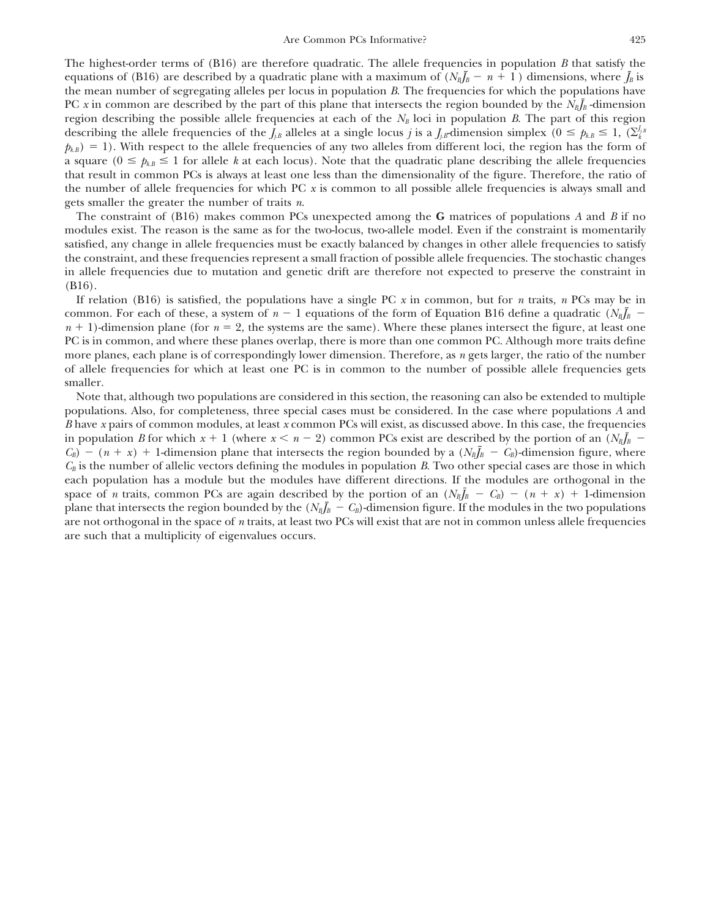The highest-order terms of (B16) are therefore quadratic. The allele frequencies in population $B$ that satisfy the equations of (B16) are described by a quadratic plane with a maximum of $(N_B\bar{J}_B - n + 1)$ dimensions, where $\bar{J}_B$ is the mean number of segregating alleles per locus in population $B$. The frequencies for which the populations have PC $x$ in common are described by the part of this plane that intersects the region bounded by the $N_B\bar{J}_B$-dimension region describing the possible allele frequencies at each of the $N_B$ loci in population $B$. The part of this region describing the allele frequencies of the $J_{jB}$ alleles at a single locus $j$ is a $J_{jB}$-dimension simplex $(0 \leq p_{k.B} \leq 1, (\Sigma_k^{J_{jB}} p_{k.B}) = 1)$. With respect to the allele frequencies of any two alleles from different loci, the region has the form of a square ($0 \leq p_{k.B} \leq 1$ for allele $k$ at each locus). Note that the quadratic plane describing the allele frequencies that result in common PCs is always at least one less than the dimensionality of the figure. Therefore, the ratio of the number of allele frequencies for which PC $x$ is common to all possible allele frequencies is always small and gets smaller the greater the number of traits $n$.

The constraint of (B16) makes common PCs unexpected among the **G** matrices of populations $A$ and $B$ if no modules exist. The reason is the same as for the two-locus, two-allele model. Even if the constraint is momentarily satisfied, any change in allele frequencies must be exactly balanced by changes in other allele frequencies to satisfy the constraint, and these frequencies represent a small fraction of possible allele frequencies. The stochastic changes in allele frequencies due to mutation and genetic drift are therefore not expected to preserve the constraint in (B16).

If relation (B16) is satisfied, the populations have a single PC $x$ in common, but for $n$ traits, $n$ PCs may be in common. For each of these, a system of $n - 1$ equations of the form of Equation B16 define a quadratic $(N_B\bar{J}_B - n + 1)$-dimension plane (for $n = 2$, the systems are the same). Where these planes intersect the figure, at least one PC is in common, and where these planes overlap, there is more than one common PC. Although more traits define more planes, each plane is of correspondingly lower dimension. Therefore, as $n$ gets larger, the ratio of the number of allele frequencies for which at least one PC is in common to the number of possible allele frequencies gets smaller.

Note that, although two populations are considered in this section, the reasoning can also be extended to multiple populations. Also, for completeness, three special cases must be considered. In the case where populations $A$ and $B$ have $x$ pairs of common modules, at least $x$ common PCs will exist, as discussed above. In this case, the frequencies in population $B$ for which $x + 1$ (where $x < n - 2$) common PCs exist are described by the portion of an $(N_B\bar{J}_B - C_B) - (n + x) + 1$-dimension plane that intersects the region bounded by a $(N_B\bar{J}_B - C_B)$-dimension figure, where $C_B$ is the number of allelic vectors defining the modules in population $B$. Two other special cases are those in which each population has a module but the modules have different directions. If the modules are orthogonal in the space of $n$ traits, common PCs are again described by the portion of an $(N_B\bar{J}_B - C_B) - (n + x) + 1$-dimension plane that intersects the region bounded by the $(N_B\bar{J}_B - C_B)$-dimension figure. If the modules in the two populations are not orthogonal in the space of $n$ traits, at least two PCs will exist that are not in common unless allele frequencies are such that a multiplicity of eigenvalues occurs.